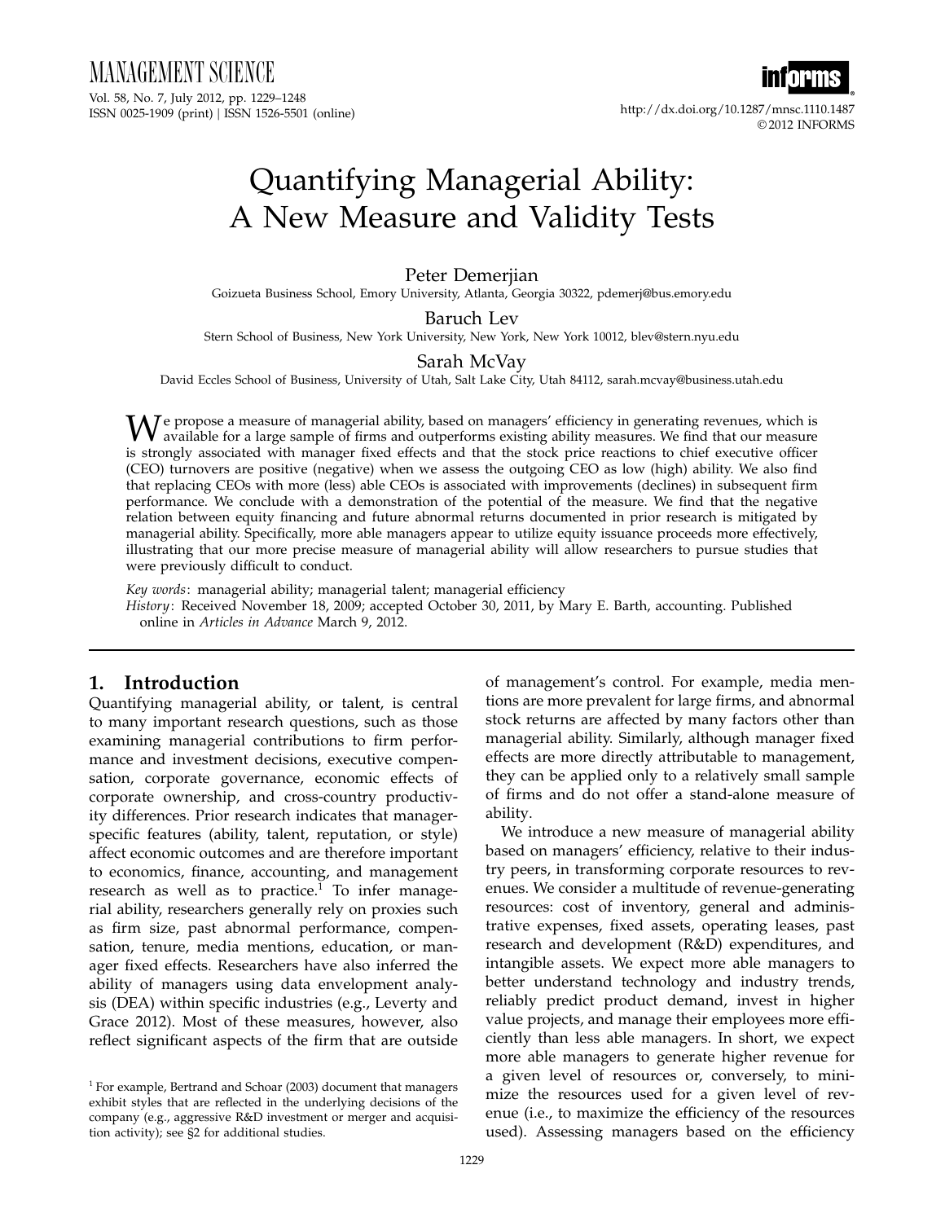# Quantifying Managerial Ability: A New Measure and Validity Tests

Peter Demerjian
Goizueta Business School, Emory University, Atlanta, Georgia 30322, pdemerj@bus.emory.edu

Baruch Lev
Stern School of Business, New York University, New York, New York 10012, blev@stern.nyu.edu

Sarah McVay
David Eccles School of Business, University of Utah, Salt Lake City, Utah 84112, sarah.mcvay@business.utah.edu

We propose a measure of managerial ability, based on managers' efficiency in generating revenues, which is available for a large sample of firms and outperforms existing ability measures. We find that our measure is strongly associated with manager fixed effects and that the stock price reactions to chief executive officer (CEO) turnovers are positive (negative) when we assess the outgoing CEO as low (high) ability. We also find that replacing CEOs with more (less) able CEOs is associated with improvements (declines) in subsequent firm performance. We conclude with a demonstration of the potential of the measure. We find that the negative relation between equity financing and future abnormal returns documented in prior research is mitigated by managerial ability. Specifically, more able managers appear to utilize equity issuance proceeds more effectively, illustrating that our more precise measure of managerial ability will allow researchers to pursue studies that were previously difficult to conduct.

*Key words*: managerial ability; managerial talent; managerial efficiency

*History*: Received November 18, 2009; accepted October 30, 2011, by Mary E. Barth, accounting. Published online in *Articles in Advance* March 9, 2012.

## 1. Introduction

Quantifying managerial ability, or talent, is central to many important research questions, such as those examining managerial contributions to firm performance and investment decisions, executive compensation, corporate governance, economic effects of corporate ownership, and cross-country productivity differences. Prior research indicates that manager-specific features (ability, talent, reputation, or style) affect economic outcomes and are therefore important to economics, finance, accounting, and management research as well as to practice.[1] To infer managerial ability, researchers generally rely on proxies such as firm size, past abnormal performance, compensation, tenure, media mentions, education, or manager fixed effects. Researchers have also inferred the ability of managers using data envelopment analysis (DEA) within specific industries (e.g., Leverty and Grace 2012). Most of these measures, however, also reflect significant aspects of the firm that are outside of management's control. For example, media mentions are more prevalent for large firms, and abnormal stock returns are affected by many factors other than managerial ability. Similarly, although manager fixed effects are more directly attributable to management, they can be applied only to a relatively small sample of firms and do not offer a stand-alone measure of ability.

We introduce a new measure of managerial ability based on managers' efficiency, relative to their industry peers, in transforming corporate resources to revenues. We consider a multitude of revenue-generating resources: cost of inventory, general and administrative expenses, fixed assets, operating leases, past research and development (R&D) expenditures, and intangible assets. We expect more able managers to better understand technology and industry trends, reliably predict product demand, invest in higher value projects, and manage their employees more efficiently than less able managers. In short, we expect more able managers to generate higher revenue for a given level of resources or, conversely, to minimize the resources used for a given level of revenue (i.e., to maximize the efficiency of the resources used). Assessing managers based on the efficiency

[1] For example, Bertrand and Schoar (2003) document that managers exhibit styles that are reflected in the underlying decisions of the company (e.g., aggressive R&D investment or merger and acquisition activity); see §2 for additional studies.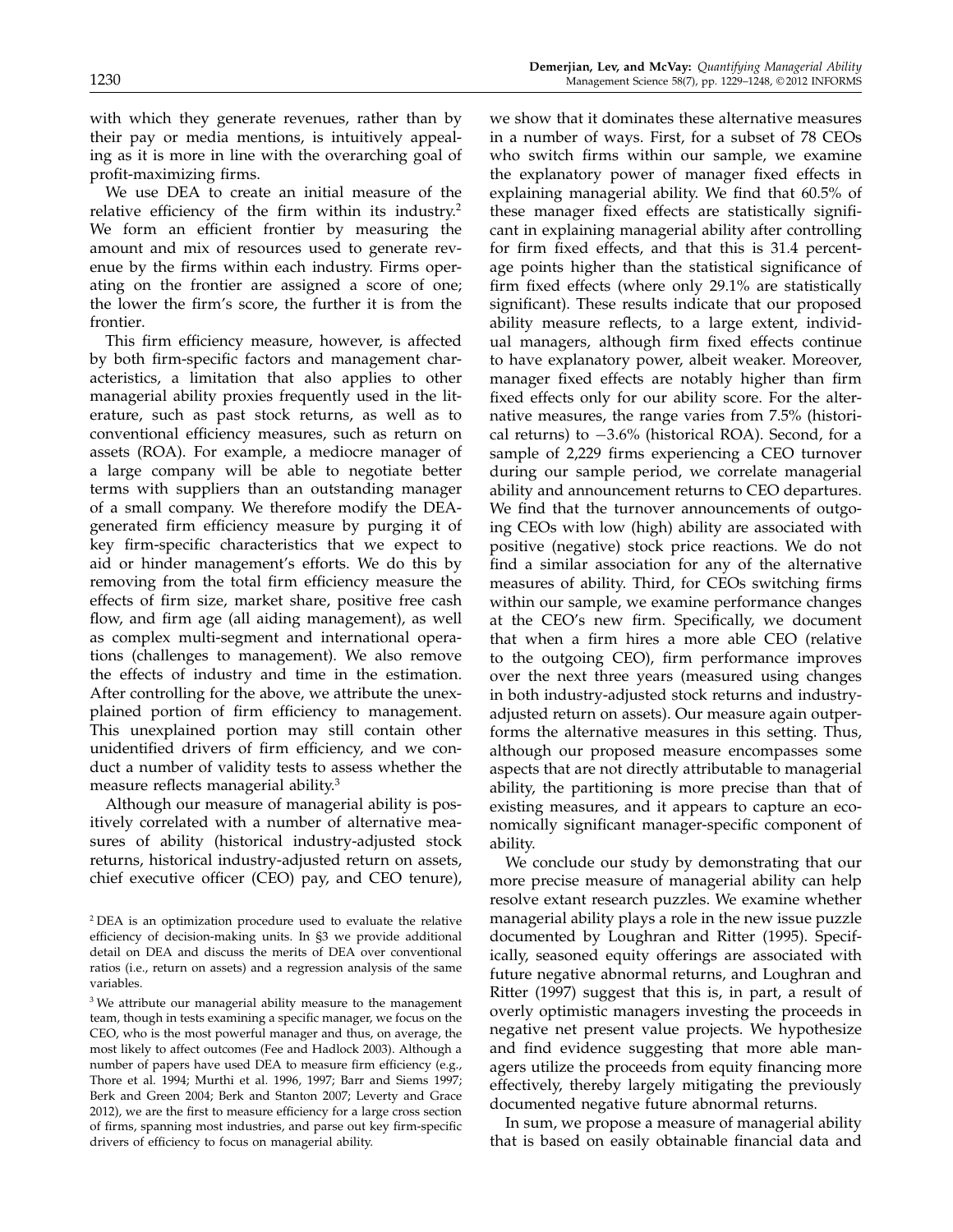with which they generate revenues, rather than by their pay or media mentions, is intuitively appealing as it is more in line with the overarching goal of profit-maximizing firms.

We use DEA to create an initial measure of the relative efficiency of the firm within its industry.[2] We form an efficient frontier by measuring the amount and mix of resources used to generate revenue by the firms within each industry. Firms operating on the frontier are assigned a score of one; the lower the firm's score, the further it is from the frontier.

This firm efficiency measure, however, is affected by both firm-specific factors and management characteristics, a limitation that also applies to other managerial ability proxies frequently used in the literature, such as past stock returns, as well as to conventional efficiency measures, such as return on assets (ROA). For example, a mediocre manager of a large company will be able to negotiate better terms with suppliers than an outstanding manager of a small company. We therefore modify the DEA-generated firm efficiency measure by purging it of key firm-specific characteristics that we expect to aid or hinder management's efforts. We do this by removing from the total firm efficiency measure the effects of firm size, market share, positive free cash flow, and firm age (all aiding management), as well as complex multi-segment and international operations (challenges to management). We also remove the effects of industry and time in the estimation. After controlling for the above, we attribute the unexplained portion of firm efficiency to management. This unexplained portion may still contain other unidentified drivers of firm efficiency, and we conduct a number of validity tests to assess whether the measure reflects managerial ability.[3]

Although our measure of managerial ability is positively correlated with a number of alternative measures of ability (historical industry-adjusted stock returns, historical industry-adjusted return on assets, chief executive officer (CEO) pay, and CEO tenure), we show that it dominates these alternative measures in a number of ways. First, for a subset of 78 CEOs who switch firms within our sample, we examine the explanatory power of manager fixed effects in explaining managerial ability. We find that 60.5% of these manager fixed effects are statistically significant in explaining managerial ability after controlling for firm fixed effects, and that this is 31.4 percentage points higher than the statistical significance of firm fixed effects (where only 29.1% are statistically significant). These results indicate that our proposed ability measure reflects, to a large extent, individual managers, although firm fixed effects continue to have explanatory power, albeit weaker. Moreover, manager fixed effects are notably higher than firm fixed effects only for our ability score. For the alternative measures, the range varies from 7.5% (historical returns) to −3.6% (historical ROA). Second, for a sample of 2,229 firms experiencing a CEO turnover during our sample period, we correlate managerial ability and announcement returns to CEO departures. We find that the turnover announcements of outgoing CEOs with low (high) ability are associated with positive (negative) stock price reactions. We do not find a similar association for any of the alternative measures of ability. Third, for CEOs switching firms within our sample, we examine performance changes at the CEO's new firm. Specifically, we document that when a firm hires a more able CEO (relative to the outgoing CEO), firm performance improves over the next three years (measured using changes in both industry-adjusted stock returns and industry-adjusted return on assets). Our measure again outperforms the alternative measures in this setting. Thus, although our proposed measure encompasses some aspects that are not directly attributable to managerial ability, the partitioning is more precise than that of existing measures, and it appears to capture an economically significant manager-specific component of ability.

We conclude our study by demonstrating that our more precise measure of managerial ability can help resolve extant research puzzles. We examine whether managerial ability plays a role in the new issue puzzle documented by Loughran and Ritter (1995). Specifically, seasoned equity offerings are associated with future negative abnormal returns, and Loughran and Ritter (1997) suggest that this is, in part, a result of overly optimistic managers investing the proceeds in negative net present value projects. We hypothesize and find evidence suggesting that more able managers utilize the proceeds from equity financing more effectively, thereby largely mitigating the previously documented negative future abnormal returns.

In sum, we propose a measure of managerial ability that is based on easily obtainable financial data and

[2] DEA is an optimization procedure used to evaluate the relative efficiency of decision-making units. In §3 we provide additional detail on DEA and discuss the merits of DEA over conventional ratios (i.e., return on assets) and a regression analysis of the same variables.

[3] We attribute our managerial ability measure to the management team, though in tests examining a specific manager, we focus on the CEO, who is the most powerful manager and thus, on average, the most likely to affect outcomes (Fee and Hadlock 2003). Although a number of papers have used DEA to measure firm efficiency (e.g., Thore et al. 1994; Murthi et al. 1996, 1997; Barr and Siems 1997; Berk and Green 2004; Berk and Stanton 2007; Leverty and Grace 2012), we are the first to measure efficiency for a large cross section of firms, spanning most industries, and parse out key firm-specific drivers of efficiency to focus on managerial ability.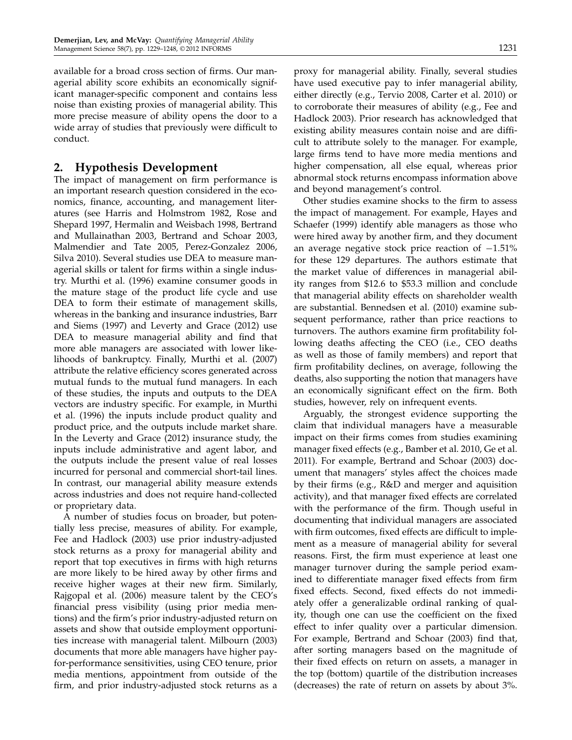available for a broad cross section of firms. Our managerial ability score exhibits an economically significant manager-specific component and contains less noise than existing proxies of managerial ability. This more precise measure of ability opens the door to a wide array of studies that previously were difficult to conduct.

## 2. Hypothesis Development

The impact of management on firm performance is an important research question considered in the economics, finance, accounting, and management literatures (see Harris and Holmstrom 1982, Rose and Shepard 1997, Hermalin and Weisbach 1998, Bertrand and Mullainathan 2003, Bertrand and Schoar 2003, Malmendier and Tate 2005, Perez-Gonzalez 2006, Silva 2010). Several studies use DEA to measure managerial skills or talent for firms within a single industry. Murthi et al. (1996) examine consumer goods in the mature stage of the product life cycle and use DEA to form their estimate of management skills, whereas in the banking and insurance industries, Barr and Siems (1997) and Leverty and Grace (2012) use DEA to measure managerial ability and find that more able managers are associated with lower likelihoods of bankruptcy. Finally, Murthi et al. (2007) attribute the relative efficiency scores generated across mutual funds to the mutual fund managers. In each of these studies, the inputs and outputs to the DEA vectors are industry specific. For example, in Murthi et al. (1996) the inputs include product quality and product price, and the outputs include market share. In the Leverty and Grace (2012) insurance study, the inputs include administrative and agent labor, and the outputs include the present value of real losses incurred for personal and commercial short-tail lines. In contrast, our managerial ability measure extends across industries and does not require hand-collected or proprietary data.

A number of studies focus on broader, but potentially less precise, measures of ability. For example, Fee and Hadlock (2003) use prior industry-adjusted stock returns as a proxy for managerial ability and report that top executives in firms with high returns are more likely to be hired away by other firms and receive higher wages at their new firm. Similarly, Rajgopal et al. (2006) measure talent by the CEO's financial press visibility (using prior media mentions) and the firm's prior industry-adjusted return on assets and show that outside employment opportunities increase with managerial talent. Milbourn (2003) documents that more able managers have higher pay-for-performance sensitivities, using CEO tenure, prior media mentions, appointment from outside of the firm, and prior industry-adjusted stock returns as a proxy for managerial ability. Finally, several studies have used executive pay to infer managerial ability, either directly (e.g., Tervio 2008, Carter et al. 2010) or to corroborate their measures of ability (e.g., Fee and Hadlock 2003). Prior research has acknowledged that existing ability measures contain noise and are difficult to attribute solely to the manager. For example, large firms tend to have more media mentions and higher compensation, all else equal, whereas prior abnormal stock returns encompass information above and beyond management's control.

Other studies examine shocks to the firm to assess the impact of management. For example, Hayes and Schaefer (1999) identify able managers as those who were hired away by another firm, and they document an average negative stock price reaction of −1.51% for these 129 departures. The authors estimate that the market value of differences in managerial ability ranges from \$12.6 to \$53.3 million and conclude that managerial ability effects on shareholder wealth are substantial. Bennedsen et al. (2010) examine subsequent performance, rather than price reactions to turnovers. The authors examine firm profitability following deaths affecting the CEO (i.e., CEO deaths as well as those of family members) and report that firm profitability declines, on average, following the deaths, also supporting the notion that managers have an economically significant effect on the firm. Both studies, however, rely on infrequent events.

Arguably, the strongest evidence supporting the claim that individual managers have a measurable impact on their firms comes from studies examining manager fixed effects (e.g., Bamber et al. 2010, Ge et al. 2011). For example, Bertrand and Schoar (2003) document that managers' styles affect the choices made by their firms (e.g., R&D and merger and aquisition activity), and that manager fixed effects are correlated with the performance of the firm. Though useful in documenting that individual managers are associated with firm outcomes, fixed effects are difficult to implement as a measure of managerial ability for several reasons. First, the firm must experience at least one manager turnover during the sample period examined to differentiate manager fixed effects from firm fixed effects. Second, fixed effects do not immediately offer a generalizable ordinal ranking of quality, though one can use the coefficient on the fixed effect to infer quality over a particular dimension. For example, Bertrand and Schoar (2003) find that, after sorting managers based on the magnitude of their fixed effects on return on assets, a manager in the top (bottom) quartile of the distribution increases (decreases) the rate of return on assets by about 3%.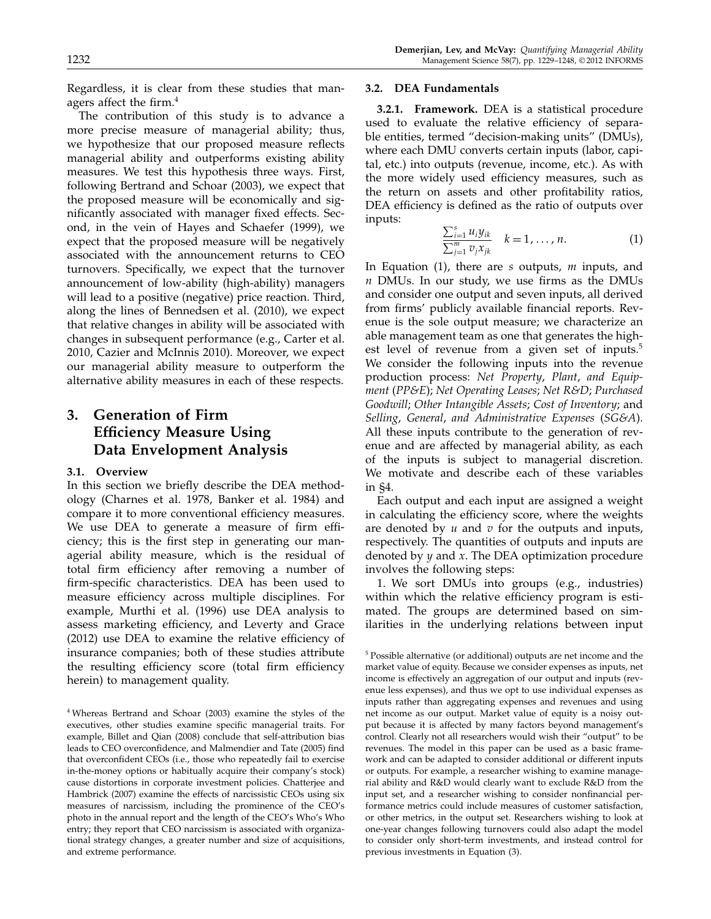Regardless, it is clear from these studies that managers affect the firm.[4]

The contribution of this study is to advance a more precise measure of managerial ability; thus, we hypothesize that our proposed measure reflects managerial ability and outperforms existing ability measures. We test this hypothesis three ways. First, following Bertrand and Schoar (2003), we expect that the proposed measure will be economically and significantly associated with manager fixed effects. Second, in the vein of Hayes and Schaefer (1999), we expect that the proposed measure will be negatively associated with the announcement returns to CEO turnovers. Specifically, we expect that the turnover announcement of low-ability (high-ability) managers will lead to a positive (negative) price reaction. Third, along the lines of Bennedsen et al. (2010), we expect that relative changes in ability will be associated with changes in subsequent performance (e.g., Carter et al. 2010, Cazier and McInnis 2010). Moreover, we expect our managerial ability measure to outperform the alternative ability measures in each of these respects.

# 3. Generation of Firm Efficiency Measure Using Data Envelopment Analysis

## 3.1. Overview

In this section we briefly describe the DEA methodology (Charnes et al. 1978, Banker et al. 1984) and compare it to more conventional efficiency measures. We use DEA to generate a measure of firm efficiency; this is the first step in generating our managerial ability measure, which is the residual of total firm efficiency after removing a number of firm-specific characteristics. DEA has been used to measure efficiency across multiple disciplines. For example, Murthi et al. (1996) use DEA analysis to assess marketing efficiency, and Leverty and Grace (2012) use DEA to examine the relative efficiency of insurance companies; both of these studies attribute the resulting efficiency score (total firm efficiency herein) to management quality.

[4] Whereas Bertrand and Schoar (2003) examine the styles of the executives, other studies examine specific managerial traits. For example, Billet and Qian (2008) conclude that self-attribution bias leads to CEO overconfidence, and Malmendier and Tate (2005) find that overconfident CEOs (i.e., those who repeatedly fail to exercise in-the-money options or habitually acquire their company's stock) cause distortions in corporate investment policies. Chatterjee and Hambrick (2007) examine the effects of narcissistic CEOs using six measures of narcissism, including the prominence of the CEO's photo in the annual report and the length of the CEO's Who's Who entry; they report that CEO narcissism is associated with organizational strategy changes, a greater number and size of acquisitions, and extreme performance.

## 3.2. DEA Fundamentals

**3.2.1. Framework.** DEA is a statistical procedure used to evaluate the relative efficiency of separable entities, termed "decision-making units" (DMUs), where each DMU converts certain inputs (labor, capital, etc.) into outputs (revenue, income, etc.). As with the more widely used efficiency measures, such as the return on assets and other profitability ratios, DEA efficiency is defined as the ratio of outputs over inputs:

$$\frac{\sum_{i=1}^{s} u_i y_{ik}}{\sum_{j=1}^{m} v_j x_{jk}} \quad k = 1, \ldots, n. \tag{1}$$

In Equation (1), there are $s$ outputs, $m$ inputs, and $n$ DMUs. In our study, we use firms as the DMUs and consider one output and seven inputs, all derived from firms' publicly available financial reports. Revenue is the sole output measure; we characterize an able management team as one that generates the highest level of revenue from a given set of inputs.[5] We consider the following inputs into the revenue production process: *Net Property, Plant, and Equipment* (*PP&E*); *Net Operating Leases*; *Net R&D*; *Purchased Goodwill*; *Other Intangible Assets*; *Cost of Inventory*; and *Selling, General, and Administrative Expenses* (*SG&A*). All these inputs contribute to the generation of revenue and are affected by managerial ability, as each of the inputs is subject to managerial discretion. We motivate and describe each of these variables in §4.

Each output and each input are assigned a weight in calculating the efficiency score, where the weights are denoted by $u$ and $v$ for the outputs and inputs, respectively. The quantities of outputs and inputs are denoted by $y$ and $x$. The DEA optimization procedure involves the following steps:

1. We sort DMUs into groups (e.g., industries) within which the relative efficiency program is estimated. The groups are determined based on similarities in the underlying relations between input

[5] Possible alternative (or additional) outputs are net income and the market value of equity. Because we consider expenses as inputs, net income is effectively an aggregation of our output and inputs (revenue less expenses), and thus we opt to use individual expenses as inputs rather than aggregating expenses and revenues and using net income as our output. Market value of equity is a noisy output because it is affected by many factors beyond management's control. Clearly not all researchers would wish their "output" to be revenues. The model in this paper can be used as a basic framework and can be adapted to consider additional or different inputs or outputs. For example, a researcher wishing to examine managerial ability and R&D would clearly want to exclude R&D from the input set, and a researcher wishing to consider nonfinancial performance metrics could include measures of customer satisfaction, or other metrics, in the output set. Researchers wishing to look at one-year changes following turnovers could also adapt the model to consider only short-term investments, and instead control for previous investments in Equation (3).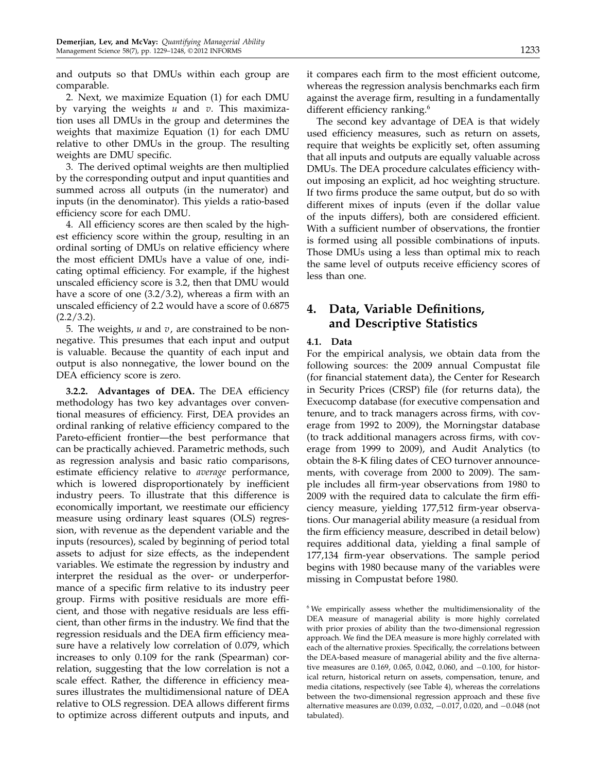and outputs so that DMUs within each group are comparable.

2. Next, we maximize Equation (1) for each DMU by varying the weights $u$ and $v$. This maximization uses all DMUs in the group and determines the weights that maximize Equation (1) for each DMU relative to other DMUs in the group. The resulting weights are DMU specific.

3. The derived optimal weights are then multiplied by the corresponding output and input quantities and summed across all outputs (in the numerator) and inputs (in the denominator). This yields a ratio-based efficiency score for each DMU.

4. All efficiency scores are then scaled by the highest efficiency score within the group, resulting in an ordinal sorting of DMUs on relative efficiency where the most efficient DMUs have a value of one, indicating optimal efficiency. For example, if the highest unscaled efficiency score is 3.2, then that DMU would have a score of one (3.2/3.2), whereas a firm with an unscaled efficiency of 2.2 would have a score of 0.6875 (2.2/3.2).

5. The weights, $u$ and $v$, are constrained to be nonnegative. This presumes that each input and output is valuable. Because the quantity of each input and output is also nonnegative, the lower bound on the DEA efficiency score is zero.

**3.2.2. Advantages of DEA.** The DEA efficiency methodology has two key advantages over conventional measures of efficiency. First, DEA provides an ordinal ranking of relative efficiency compared to the Pareto-efficient frontier—the best performance that can be practically achieved. Parametric methods, such as regression analysis and basic ratio comparisons, estimate efficiency relative to *average* performance, which is lowered disproportionately by inefficient industry peers. To illustrate that this difference is economically important, we reestimate our efficiency measure using ordinary least squares (OLS) regression, with revenue as the dependent variable and the inputs (resources), scaled by beginning of period total assets to adjust for size effects, as the independent variables. We estimate the regression by industry and interpret the residual as the over- or underperformance of a specific firm relative to its industry peer group. Firms with positive residuals are more efficient, and those with negative residuals are less efficient, than other firms in the industry. We find that the regression residuals and the DEA firm efficiency measure have a relatively low correlation of 0.079, which increases to only 0.109 for the rank (Spearman) correlation, suggesting that the low correlation is not a scale effect. Rather, the difference in efficiency measures illustrates the multidimensional nature of DEA relative to OLS regression. DEA allows different firms to optimize across different outputs and inputs, and it compares each firm to the most efficient outcome, whereas the regression analysis benchmarks each firm against the average firm, resulting in a fundamentally different efficiency ranking.[6]

The second key advantage of DEA is that widely used efficiency measures, such as return on assets, require that weights be explicitly set, often assuming that all inputs and outputs are equally valuable across DMUs. The DEA procedure calculates efficiency without imposing an explicit, ad hoc weighting structure. If two firms produce the same output, but do so with different mixes of inputs (even if the dollar value of the inputs differs), both are considered efficient. With a sufficient number of observations, the frontier is formed using all possible combinations of inputs. Those DMUs using a less than optimal mix to reach the same level of outputs receive efficiency scores of less than one.

## 4. Data, Variable Definitions, and Descriptive Statistics

### 4.1. Data

For the empirical analysis, we obtain data from the following sources: the 2009 annual Compustat file (for financial statement data), the Center for Research in Security Prices (CRSP) file (for returns data), the Execucomp database (for executive compensation and tenure, and to track managers across firms, with coverage from 1992 to 2009), the Morningstar database (to track additional managers across firms, with coverage from 1999 to 2009), and Audit Analytics (to obtain the 8-K filing dates of CEO turnover announcements, with coverage from 2000 to 2009). The sample includes all firm-year observations from 1980 to 2009 with the required data to calculate the firm efficiency measure, yielding 177,512 firm-year observations. Our managerial ability measure (a residual from the firm efficiency measure, described in detail below) requires additional data, yielding a final sample of 177,134 firm-year observations. The sample period begins with 1980 because many of the variables were missing in Compustat before 1980.

[6] We empirically assess whether the multidimensionality of the DEA measure of managerial ability is more highly correlated with prior proxies of ability than the two-dimensional regression approach. We find the DEA measure is more highly correlated with each of the alternative proxies. Specifically, the correlations between the DEA-based measure of managerial ability and the five alternative measures are 0.169, 0.065, 0.042, 0.060, and −0.100, for historical return, historical return on assets, compensation, tenure, and media citations, respectively (see Table 4), whereas the correlations between the two-dimensional regression approach and these five alternative measures are 0.039, 0.032, −0.017, 0.020, and −0.048 (not tabulated).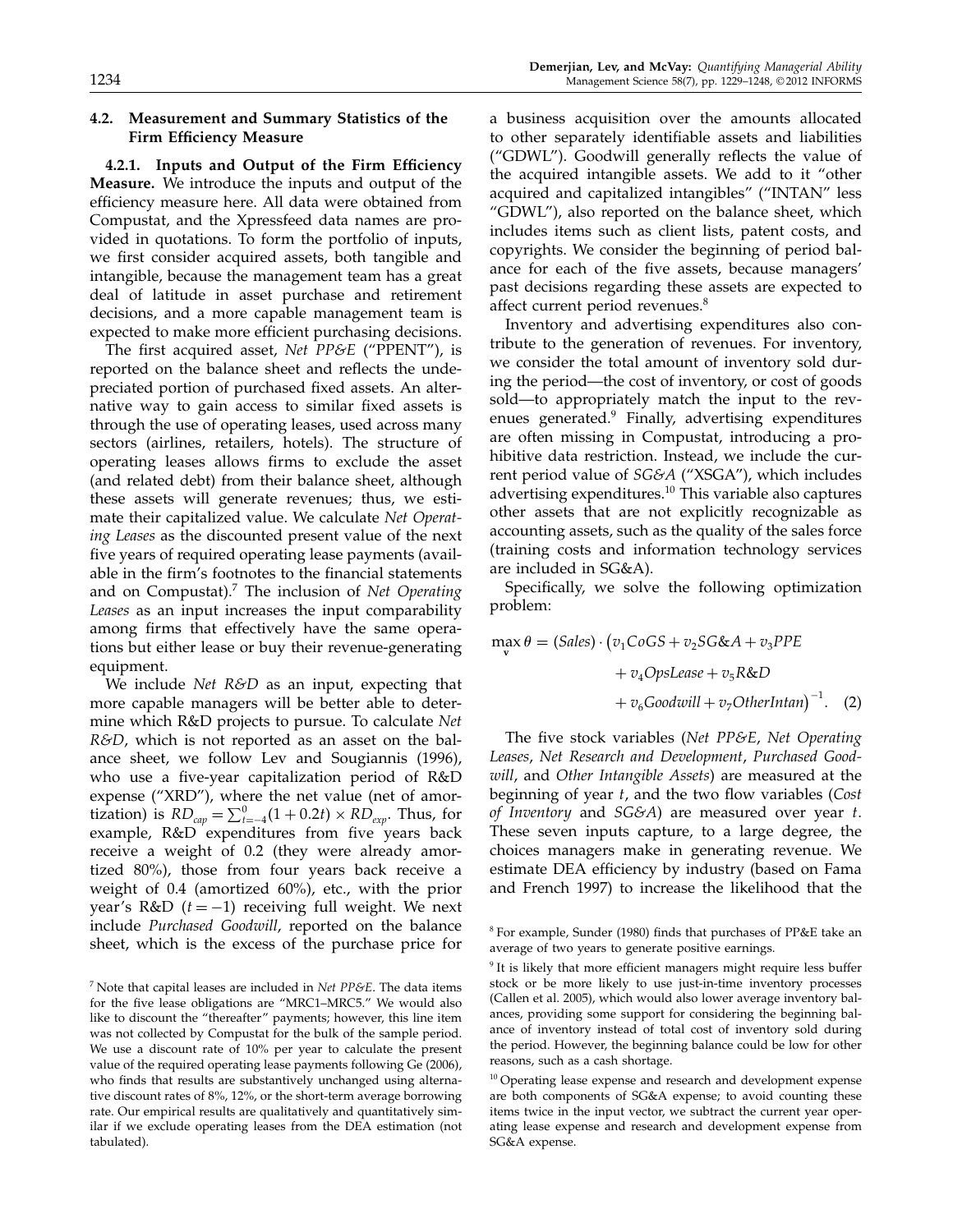### 4.2. Measurement and Summary Statistics of the Firm Efficiency Measure

**4.2.1. Inputs and Output of the Firm Efficiency Measure.** We introduce the inputs and output of the efficiency measure here. All data were obtained from Compustat, and the Xpressfeed data names are provided in quotations. To form the portfolio of inputs, we first consider acquired assets, both tangible and intangible, because the management team has a great deal of latitude in asset purchase and retirement decisions, and a more capable management team is expected to make more efficient purchasing decisions.

The first acquired asset, *Net PP&E* ("PPENT"), is reported on the balance sheet and reflects the undepreciated portion of purchased fixed assets. An alternative way to gain access to similar fixed assets is through the use of operating leases, used across many sectors (airlines, retailers, hotels). The structure of operating leases allows firms to exclude the asset (and related debt) from their balance sheet, although these assets will generate revenues; thus, we estimate their capitalized value. We calculate *Net Operating Leases* as the discounted present value of the next five years of required operating lease payments (available in the firm's footnotes to the financial statements and on Compustat).[7] The inclusion of *Net Operating Leases* as an input increases the input comparability among firms that effectively have the same operations but either lease or buy their revenue-generating equipment.

We include *Net R&D* as an input, expecting that more capable managers will be better able to determine which R&D projects to pursue. To calculate *Net R&D*, which is not reported as an asset on the balance sheet, we follow Lev and Sougiannis (1996), who use a five-year capitalization period of R&D expense ("XRD"), where the net value (net of amortization) is $RD_{cap} = \sum_{t=-4}^{0}(1+0.2t) \times RD_{exp}$. Thus, for example, R&D expenditures from five years back receive a weight of 0.2 (they were already amortized 80%), those from four years back receive a weight of 0.4 (amortized 60%), etc., with the prior year's R&D ($t = -1$) receiving full weight. We next include *Purchased Goodwill*, reported on the balance sheet, which is the excess of the purchase price for a business acquisition over the amounts allocated to other separately identifiable assets and liabilities ("GDWL"). Goodwill generally reflects the value of the acquired intangible assets. We add to it "other acquired and capitalized intangibles" ("INTAN" less "GDWL"), also reported on the balance sheet, which includes items such as client lists, patent costs, and copyrights. We consider the beginning of period balance for each of the five assets, because managers' past decisions regarding these assets are expected to affect current period revenues.[8]

Inventory and advertising expenditures also contribute to the generation of revenues. For inventory, we consider the total amount of inventory sold during the period—the cost of inventory, or cost of goods sold—to appropriately match the input to the revenues generated.[9] Finally, advertising expenditures are often missing in Compustat, introducing a prohibitive data restriction. Instead, we include the current period value of *SG&A* ("XSGA"), which includes advertising expenditures.[10] This variable also captures other assets that are not explicitly recognizable as accounting assets, such as the quality of the sales force (training costs and information technology services are included in SG&A).

Specifically, we solve the following optimization problem:

$$\max_{\mathbf{v}} \theta = (Sales) \cdot \big(v_1 CoGS + v_2 SG\&A + v_3 PPE + v_4 OpsLease + v_5 R\&D + v_6 Goodwill + v_7 OtherIntan\big)^{-1}. \quad (2)$$

The five stock variables (*Net PP&E*, *Net Operating Leases*, *Net Research and Development*, *Purchased Goodwill*, and *Other Intangible Assets*) are measured at the beginning of year $t$, and the two flow variables (*Cost of Inventory* and *SG&A*) are measured over year $t$. These seven inputs capture, to a large degree, the choices managers make in generating revenue. We estimate DEA efficiency by industry (based on Fama and French 1997) to increase the likelihood that the

[7] Note that capital leases are included in *Net PP&E*. The data items for the five lease obligations are "MRC1–MRC5." We would also like to discount the "thereafter" payments; however, this line item was not collected by Compustat for the bulk of the sample period. We use a discount rate of 10% per year to calculate the present value of the required operating lease payments following Ge (2006), who finds that results are substantively unchanged using alternative discount rates of 8%, 12%, or the short-term average borrowing rate. Our empirical results are qualitatively and quantitatively similar if we exclude operating leases from the DEA estimation (not tabulated).

[8] For example, Sunder (1980) finds that purchases of PP&E take an average of two years to generate positive earnings.

[9] It is likely that more efficient managers might require less buffer stock or be more likely to use just-in-time inventory processes (Callen et al. 2005), which would also lower average inventory balances, providing some support for considering the beginning balance of inventory instead of total cost of inventory sold during the period. However, the beginning balance could be low for other reasons, such as a cash shortage.

[10] Operating lease expense and research and development expense are both components of SG&A expense; to avoid counting these items twice in the input vector, we subtract the current year operating lease expense and research and development expense from SG&A expense.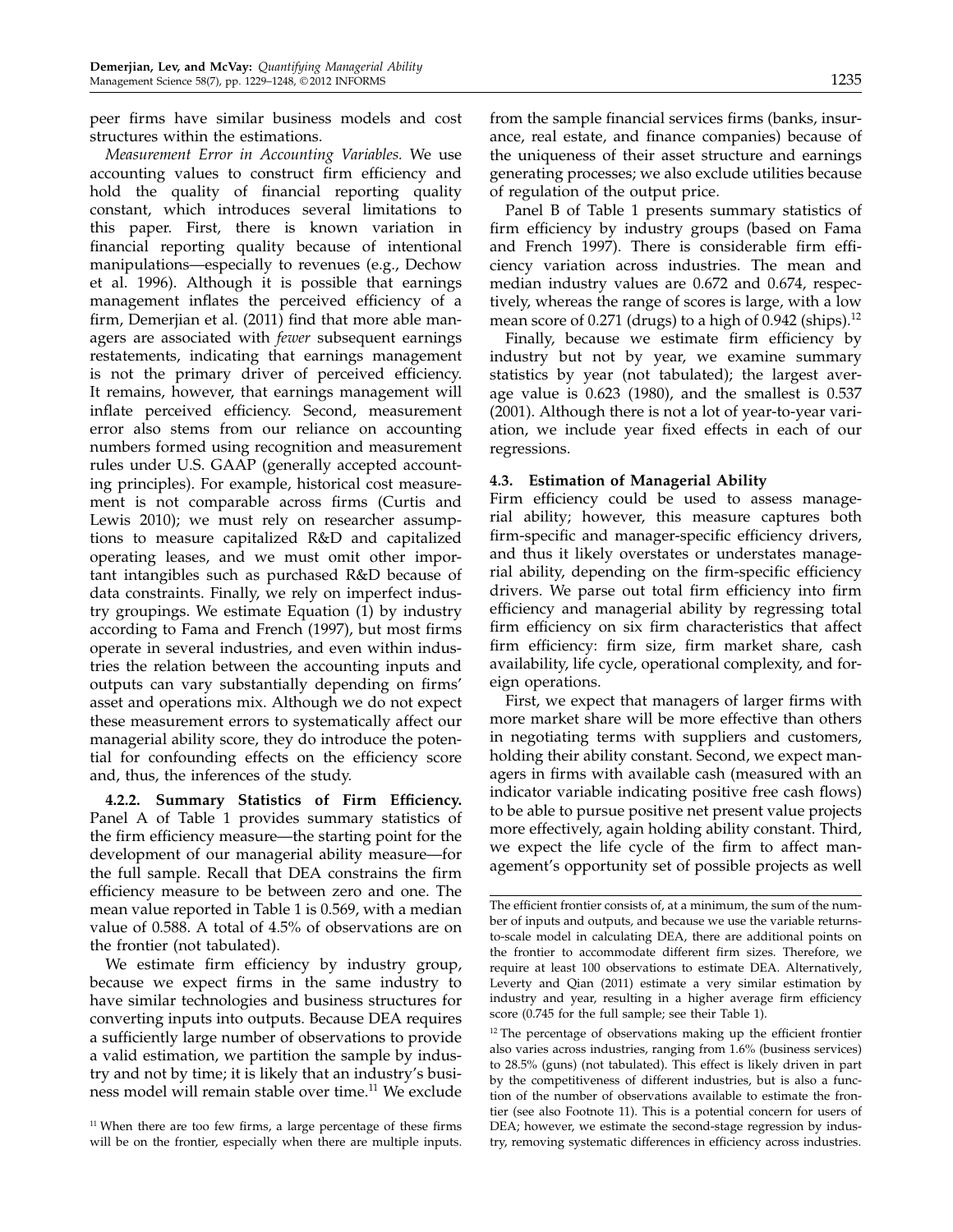peer firms have similar business models and cost structures within the estimations.

*Measurement Error in Accounting Variables.* We use accounting values to construct firm efficiency and hold the quality of financial reporting quality constant, which introduces several limitations to this paper. First, there is known variation in financial reporting quality because of intentional manipulations—especially to revenues (e.g., Dechow et al. 1996). Although it is possible that earnings management inflates the perceived efficiency of a firm, Demerjian et al. (2011) find that more able managers are associated with *fewer* subsequent earnings restatements, indicating that earnings management is not the primary driver of perceived efficiency. It remains, however, that earnings management will inflate perceived efficiency. Second, measurement error also stems from our reliance on accounting numbers formed using recognition and measurement rules under U.S. GAAP (generally accepted accounting principles). For example, historical cost measurement is not comparable across firms (Curtis and Lewis 2010); we must rely on researcher assumptions to measure capitalized R&D and capitalized operating leases, and we must omit other important intangibles such as purchased R&D because of data constraints. Finally, we rely on imperfect industry groupings. We estimate Equation (1) by industry according to Fama and French (1997), but most firms operate in several industries, and even within industries the relation between the accounting inputs and outputs can vary substantially depending on firms' asset and operations mix. Although we do not expect these measurement errors to systematically affect our managerial ability score, they do introduce the potential for confounding effects on the efficiency score and, thus, the inferences of the study.

**4.2.2. Summary Statistics of Firm Efficiency.** Panel A of Table 1 provides summary statistics of the firm efficiency measure—the starting point for the development of our managerial ability measure—for the full sample. Recall that DEA constrains the firm efficiency measure to be between zero and one. The mean value reported in Table 1 is 0.569, with a median value of 0.588. A total of 4.5% of observations are on the frontier (not tabulated).

We estimate firm efficiency by industry group, because we expect firms in the same industry to have similar technologies and business structures for converting inputs into outputs. Because DEA requires a sufficiently large number of observations to provide a valid estimation, we partition the sample by industry and not by time; it is likely that an industry's business model will remain stable over time.[11] We exclude from the sample financial services firms (banks, insurance, real estate, and finance companies) because of the uniqueness of their asset structure and earnings generating processes; we also exclude utilities because of regulation of the output price.

Panel B of Table 1 presents summary statistics of firm efficiency by industry groups (based on Fama and French 1997). There is considerable firm efficiency variation across industries. The mean and median industry values are 0.672 and 0.674, respectively, whereas the range of scores is large, with a low mean score of 0.271 (drugs) to a high of 0.942 (ships).[12]

Finally, because we estimate firm efficiency by industry but not by year, we examine summary statistics by year (not tabulated); the largest average value is 0.623 (1980), and the smallest is 0.537 (2001). Although there is not a lot of year-to-year variation, we include year fixed effects in each of our regressions.

### 4.3. Estimation of Managerial Ability

Firm efficiency could be used to assess managerial ability; however, this measure captures both firm-specific and manager-specific efficiency drivers, and thus it likely overstates or understates managerial ability, depending on the firm-specific efficiency drivers. We parse out total firm efficiency into firm efficiency and managerial ability by regressing total firm efficiency on six firm characteristics that affect firm efficiency: firm size, firm market share, cash availability, life cycle, operational complexity, and foreign operations.

First, we expect that managers of larger firms with more market share will be more effective than others in negotiating terms with suppliers and customers, holding their ability constant. Second, we expect managers in firms with available cash (measured with an indicator variable indicating positive free cash flows) to be able to pursue positive net present value projects more effectively, again holding ability constant. Third, we expect the life cycle of the firm to affect management's opportunity set of possible projects as well

---

[11] When there are too few firms, a large percentage of these firms will be on the frontier, especially when there are multiple inputs. The efficient frontier consists of, at a minimum, the sum of the number of inputs and outputs, and because we use the variable returns-to-scale model in calculating DEA, there are additional points on the frontier to accommodate different firm sizes. Therefore, we require at least 100 observations to estimate DEA. Alternatively, Leverty and Qian (2011) estimate a very similar estimation by industry and year, resulting in a higher average firm efficiency score (0.745 for the full sample; see their Table 1).

[12] The percentage of observations making up the efficient frontier also varies across industries, ranging from 1.6% (business services) to 28.5% (guns) (not tabulated). This effect is likely driven in part by the competitiveness of different industries, but is also a function of the number of observations available to estimate the frontier (see also Footnote 11). This is a potential concern for users of DEA; however, we estimate the second-stage regression by industry, removing systematic differences in efficiency across industries.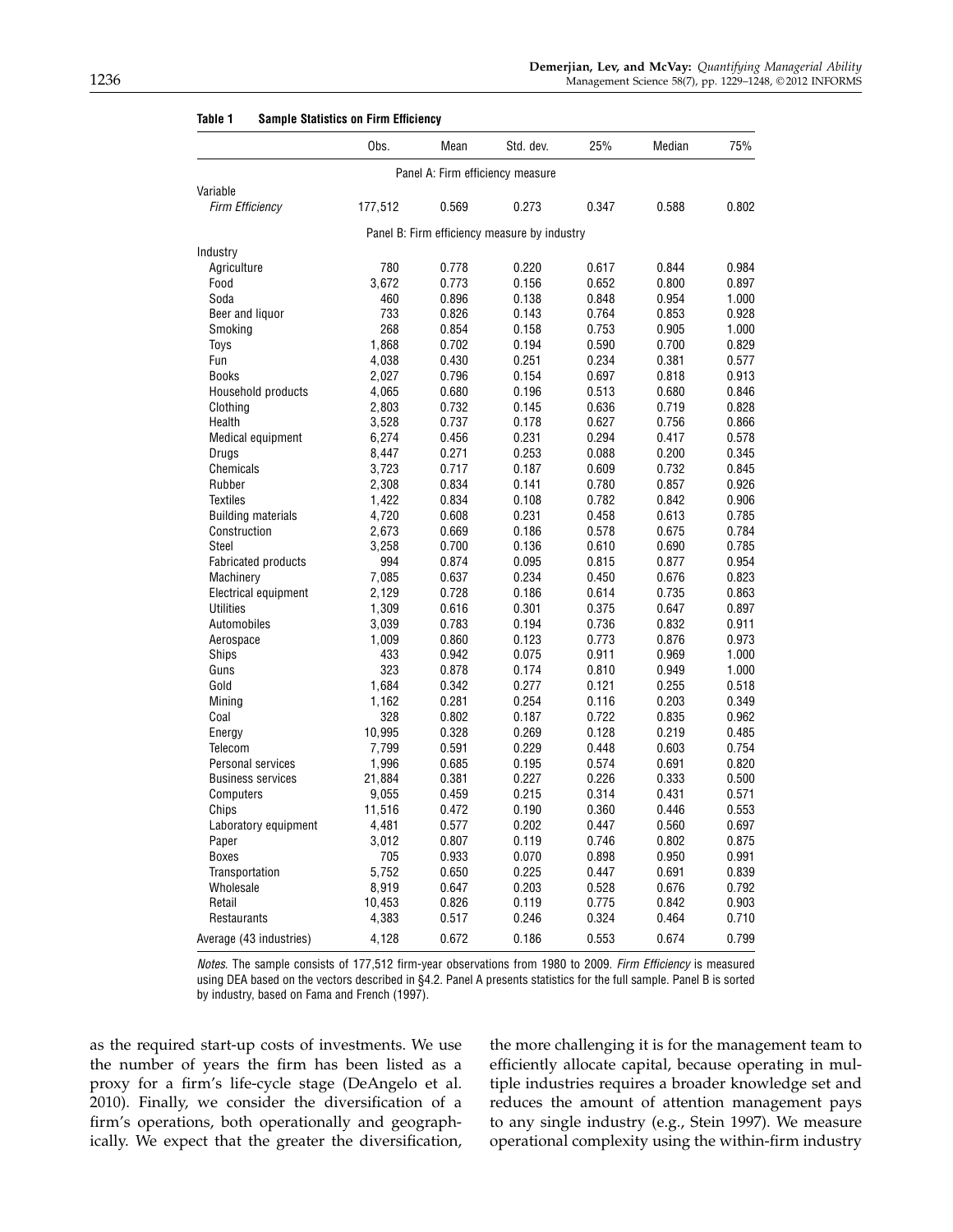**Table 1 Sample Statistics on Firm Efficiency**

| | Obs. | Mean | Std. dev. | 25% | Median | 75% |
|---|---|---|---|---|---|---|
| | | | Panel A: Firm efficiency measure | | | |
| Variable | | | | | | |
| *Firm Efficiency* | 177,512 | 0.569 | 0.273 | 0.347 | 0.588 | 0.802 |
| | | | Panel B: Firm efficiency measure by industry | | | |
| Industry | | | | | | |
| Agriculture | 780 | 0.778 | 0.220 | 0.617 | 0.844 | 0.984 |
| Food | 3,672 | 0.773 | 0.156 | 0.652 | 0.800 | 0.897 |
| Soda | 460 | 0.896 | 0.138 | 0.848 | 0.954 | 1.000 |
| Beer and liquor | 733 | 0.826 | 0.143 | 0.764 | 0.853 | 0.928 |
| Smoking | 268 | 0.854 | 0.158 | 0.753 | 0.905 | 1.000 |
| Toys | 1,868 | 0.702 | 0.194 | 0.590 | 0.700 | 0.829 |
| Fun | 4,038 | 0.430 | 0.251 | 0.234 | 0.381 | 0.577 |
| Books | 2,027 | 0.796 | 0.154 | 0.697 | 0.818 | 0.913 |
| Household products | 4,065 | 0.680 | 0.196 | 0.513 | 0.680 | 0.846 |
| Clothing | 2,803 | 0.732 | 0.145 | 0.636 | 0.719 | 0.828 |
| Health | 3,528 | 0.737 | 0.178 | 0.627 | 0.756 | 0.866 |
| Medical equipment | 6,274 | 0.456 | 0.231 | 0.294 | 0.417 | 0.578 |
| Drugs | 8,447 | 0.271 | 0.253 | 0.088 | 0.200 | 0.345 |
| Chemicals | 3,723 | 0.717 | 0.187 | 0.609 | 0.732 | 0.845 |
| Rubber | 2,308 | 0.834 | 0.141 | 0.780 | 0.857 | 0.926 |
| Textiles | 1,422 | 0.834 | 0.108 | 0.782 | 0.842 | 0.906 |
| Building materials | 4,720 | 0.608 | 0.231 | 0.458 | 0.613 | 0.785 |
| Construction | 2,673 | 0.669 | 0.186 | 0.578 | 0.675 | 0.784 |
| Steel | 3,258 | 0.700 | 0.136 | 0.610 | 0.690 | 0.785 |
| Fabricated products | 994 | 0.874 | 0.095 | 0.815 | 0.877 | 0.954 |
| Machinery | 7,085 | 0.637 | 0.234 | 0.450 | 0.676 | 0.823 |
| Electrical equipment | 2,129 | 0.728 | 0.186 | 0.614 | 0.735 | 0.863 |
| Utilities | 1,309 | 0.616 | 0.301 | 0.375 | 0.647 | 0.897 |
| Automobiles | 3,039 | 0.783 | 0.194 | 0.736 | 0.832 | 0.911 |
| Aerospace | 1,009 | 0.860 | 0.123 | 0.773 | 0.876 | 0.973 |
| Ships | 433 | 0.942 | 0.075 | 0.911 | 0.969 | 1.000 |
| Guns | 323 | 0.878 | 0.174 | 0.810 | 0.949 | 1.000 |
| Gold | 1,684 | 0.342 | 0.277 | 0.121 | 0.255 | 0.518 |
| Mining | 1,162 | 0.281 | 0.254 | 0.116 | 0.203 | 0.349 |
| Coal | 328 | 0.802 | 0.187 | 0.722 | 0.835 | 0.962 |
| Energy | 10,995 | 0.328 | 0.269 | 0.128 | 0.219 | 0.485 |
| Telecom | 7,799 | 0.591 | 0.229 | 0.448 | 0.603 | 0.754 |
| Personal services | 1,996 | 0.685 | 0.195 | 0.574 | 0.691 | 0.820 |
| Business services | 21,884 | 0.381 | 0.227 | 0.226 | 0.333 | 0.500 |
| Computers | 9,055 | 0.459 | 0.215 | 0.314 | 0.431 | 0.571 |
| Chips | 11,516 | 0.472 | 0.190 | 0.360 | 0.446 | 0.553 |
| Laboratory equipment | 4,481 | 0.577 | 0.202 | 0.447 | 0.560 | 0.697 |
| Paper | 3,012 | 0.807 | 0.119 | 0.746 | 0.802 | 0.875 |
| Boxes | 705 | 0.933 | 0.070 | 0.898 | 0.950 | 0.991 |
| Transportation | 5,752 | 0.650 | 0.225 | 0.447 | 0.691 | 0.839 |
| Wholesale | 8,919 | 0.647 | 0.203 | 0.528 | 0.676 | 0.792 |
| Retail | 10,453 | 0.826 | 0.119 | 0.775 | 0.842 | 0.903 |
| Restaurants | 4,383 | 0.517 | 0.246 | 0.324 | 0.464 | 0.710 |
| Average (43 industries) | 4,128 | 0.672 | 0.186 | 0.553 | 0.674 | 0.799 |

*Notes.* The sample consists of 177,512 firm-year observations from 1980 to 2009. *Firm Efficiency* is measured using DEA based on the vectors described in §4.2. Panel A presents statistics for the full sample. Panel B is sorted by industry, based on Fama and French (1997).

as the required start-up costs of investments. We use the number of years the firm has been listed as a proxy for a firm's life-cycle stage (DeAngelo et al. 2010). Finally, we consider the diversification of a firm's operations, both operationally and geographically. We expect that the greater the diversification, the more challenging it is for the management team to efficiently allocate capital, because operating in multiple industries requires a broader knowledge set and reduces the amount of attention management pays to any single industry (e.g., Stein 1997). We measure operational complexity using the within-firm industry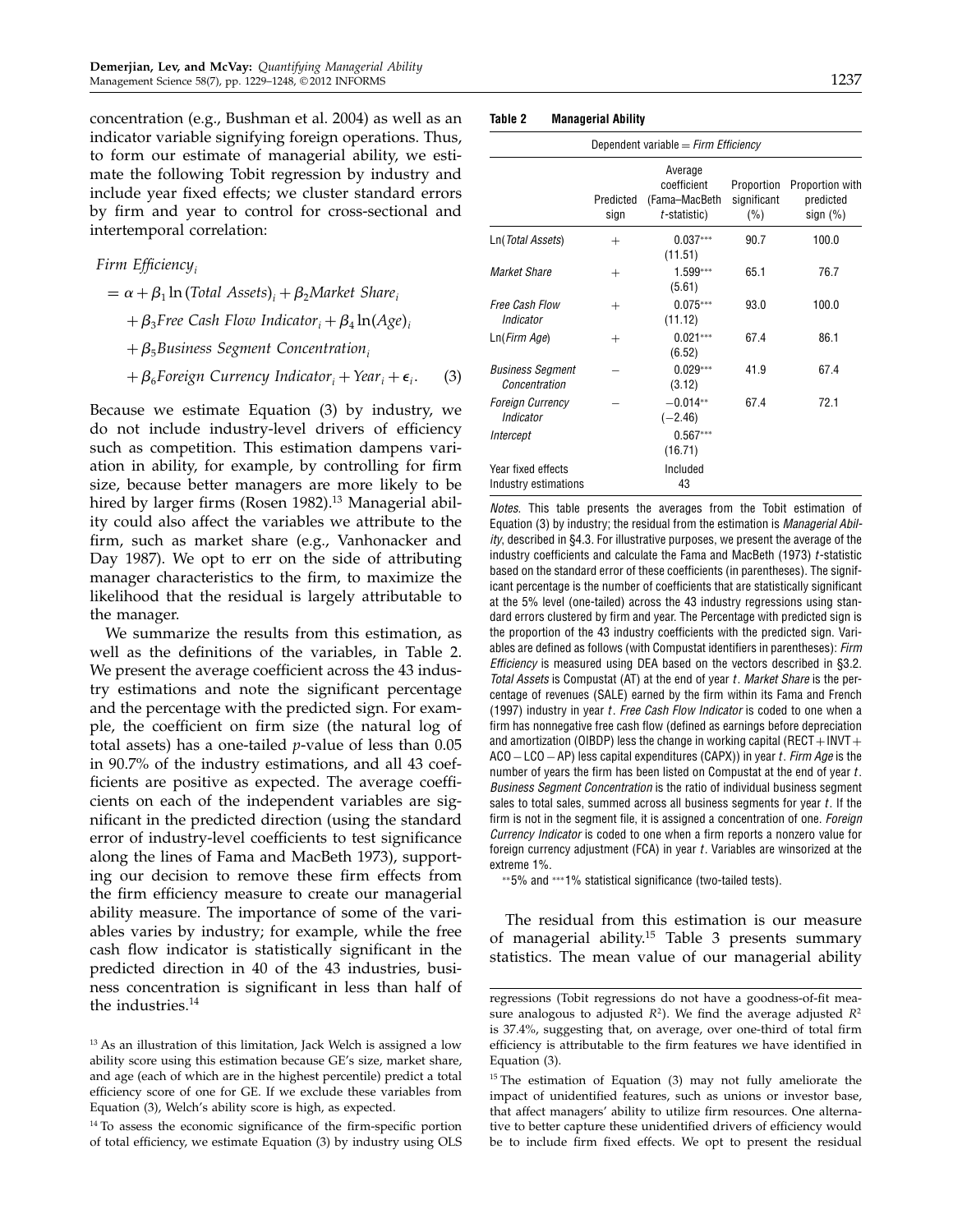concentration (e.g., Bushman et al. 2004) as well as an indicator variable signifying foreign operations. Thus, to form our estimate of managerial ability, we estimate the following Tobit regression by industry and include year fixed effects; we cluster standard errors by firm and year to control for cross-sectional and intertemporal correlation:

$$
\begin{aligned}
\textit{Firm Efficiency}_i &= \alpha + \beta_1 \ln(\textit{Total Assets})_i + \beta_2 \textit{Market Share}_i \\
&\quad + \beta_3 \textit{Free Cash Flow Indicator}_i + \beta_4 \ln(\textit{Age})_i \\
&\quad + \beta_5 \textit{Business Segment Concentration}_i \\
&\quad + \beta_6 \textit{Foreign Currency Indicator}_i + \textit{Year}_i + \epsilon_i. \qquad (3)
\end{aligned}
$$

Because we estimate Equation (3) by industry, we do not include industry-level drivers of efficiency such as competition. This estimation dampens variation in ability, for example, by controlling for firm size, because better managers are more likely to be hired by larger firms (Rosen 1982).[13] Managerial ability could also affect the variables we attribute to the firm, such as market share (e.g., Vanhonacker and Day 1987). We opt to err on the side of attributing manager characteristics to the firm, to maximize the likelihood that the residual is largely attributable to the manager.

We summarize the results from this estimation, as well as the definitions of the variables, in Table 2. We present the average coefficient across the 43 industry estimations and note the significant percentage and the percentage with the predicted sign. For example, the coefficient on firm size (the natural log of total assets) has a one-tailed $p$-value of less than 0.05 in 90.7% of the industry estimations, and all 43 coefficients are positive as expected. The average coefficients on each of the independent variables are significant in the predicted direction (using the standard error of industry-level coefficients to test significance along the lines of Fama and MacBeth 1973), supporting our decision to remove these firm effects from the firm efficiency measure to create our managerial ability measure. The importance of some of the variables varies by industry; for example, while the free cash flow indicator is statistically significant in the predicted direction in 40 of the 43 industries, business concentration is significant in less than half of the industries.[14]

**Table 2 Managerial Ability**

| Dependent variable = *Firm Efficiency* | | | | |
|---|---|---|---|---|
| | Predicted sign | Average coefficient (Fama–MacBeth $t$-statistic) | Proportion significant (%) | Proportion with predicted sign (%) |
| Ln(*Total Assets*) | + | 0.037*** (11.51) | 90.7 | 100.0 |
| *Market Share* | + | 1.599*** (5.61) | 65.1 | 76.7 |
| *Free Cash Flow Indicator* | + | 0.075*** (11.12) | 93.0 | 100.0 |
| Ln(*Firm Age*) | + | 0.021*** (6.52) | 67.4 | 86.1 |
| *Business Segment Concentration* | − | 0.029*** (3.12) | 41.9 | 67.4 |
| *Foreign Currency Indicator* | − | −0.014** (−2.46) | 67.4 | 72.1 |
| *Intercept* | | 0.567*** (16.71) | | |
| Year fixed effects | | Included | | |
| Industry estimations | | 43 | | |

*Notes.* This table presents the averages from the Tobit estimation of Equation (3) by industry; the residual from the estimation is *Managerial Ability*, described in §4.3. For illustrative purposes, we present the average of the industry coefficients and calculate the Fama and MacBeth (1973) $t$-statistic based on the standard error of these coefficients (in parentheses). The significant percentage is the number of coefficients that are statistically significant at the 5% level (one-tailed) across the 43 industry regressions using standard errors clustered by firm and year. The Percentage with predicted sign is the proportion of the 43 industry coefficients with the predicted sign. Variables are defined as follows (with Compustat identifiers in parentheses): *Firm Efficiency* is measured using DEA based on the vectors described in §3.2. *Total Assets* is Compustat (AT) at the end of year $t$. *Market Share* is the percentage of revenues (SALE) earned by the firm within its Fama and French (1997) industry in year $t$. *Free Cash Flow Indicator* is coded to one when a firm has nonnegative free cash flow (defined as earnings before depreciation and amortization (OIBDP) less the change in working capital (RECT + INVT + ACO − LCO − AP) less capital expenditures (CAPX)) in year $t$. *Firm Age* is the number of years the firm has been listed on Compustat at the end of year $t$. *Business Segment Concentration* is the ratio of individual business segment sales to total sales, summed across all business segments for year $t$. If the firm is not in the segment file, it is assigned a concentration of one. *Foreign Currency Indicator* is coded to one when a firm reports a nonzero value for foreign currency adjustment (FCA) in year $t$. Variables are winsorized at the extreme 1%.

**5% and ***1% statistical significance (two-tailed tests).

The residual from this estimation is our measure of managerial ability.[15] Table 3 presents summary statistics. The mean value of our managerial ability

[13] As an illustration of this limitation, Jack Welch is assigned a low ability score using this estimation because GE's size, market share, and age (each of which are in the highest percentile) predict a total efficiency score of one for GE. If we exclude these variables from Equation (3), Welch's ability score is high, as expected.

[14] To assess the economic significance of the firm-specific portion of total efficiency, we estimate Equation (3) by industry using OLS regressions (Tobit regressions do not have a goodness-of-fit measure analogous to adjusted $R^2$). We find the average adjusted $R^2$ is 37.4%, suggesting that, on average, over one-third of total firm efficiency is attributable to the firm features we have identified in Equation (3).

[15] The estimation of Equation (3) may not fully ameliorate the impact of unidentified features, such as unions or investor base, that affect managers' ability to utilize firm resources. One alternative to better capture these unidentified drivers of efficiency would be to include firm fixed effects. We opt to present the residual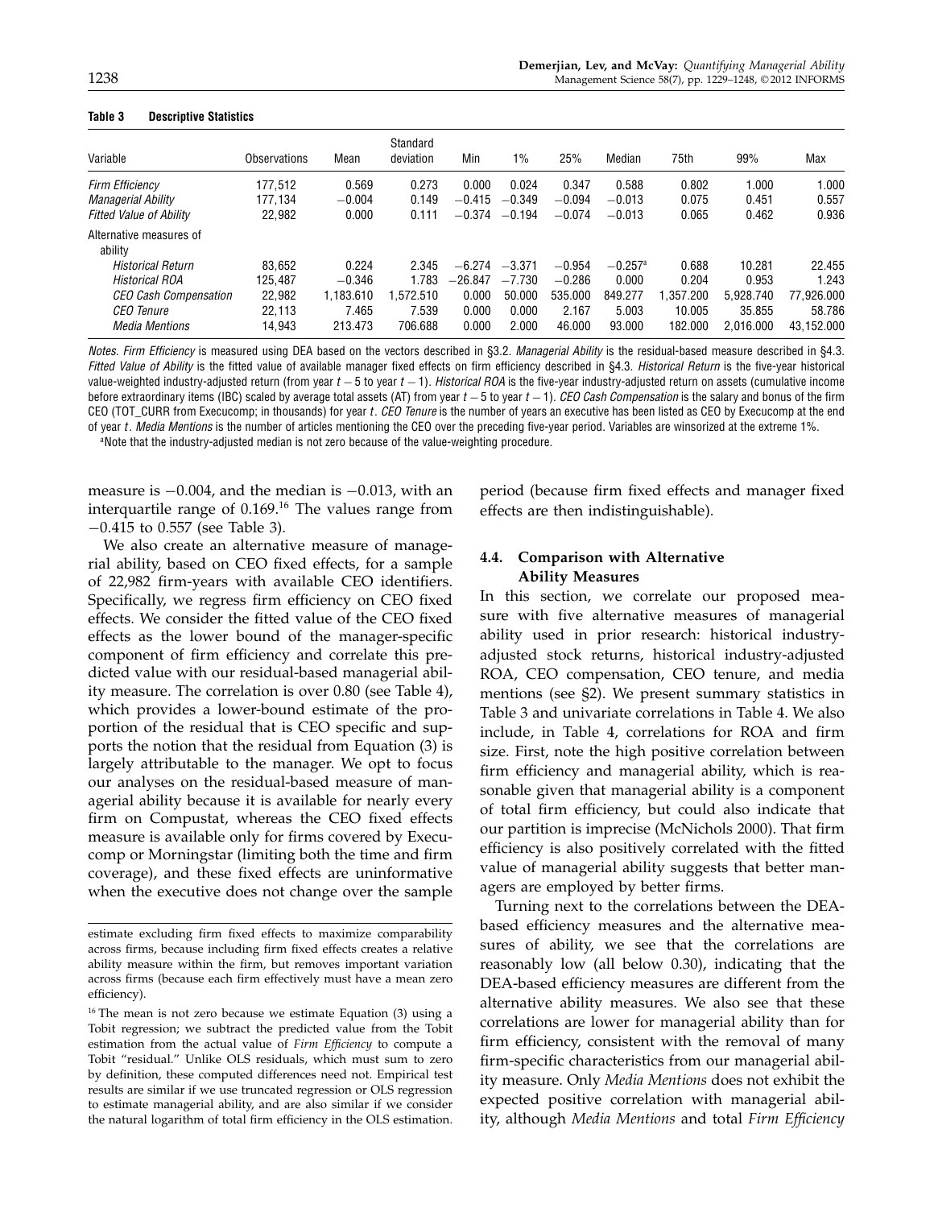**Table 3 Descriptive Statistics**

| Variable | Observations | Mean | Standard deviation | Min | 1% | 25% | Median | 75th | 99% | Max |
|---|---|---|---|---|---|---|---|---|---|---|
| *Firm Efficiency* | 177,512 | 0.569 | 0.273 | 0.000 | 0.024 | 0.347 | 0.588 | 0.802 | 1.000 | 1.000 |
| *Managerial Ability* | 177,134 | −0.004 | 0.149 | −0.415 | −0.349 | −0.094 | −0.013 | 0.075 | 0.451 | 0.557 |
| *Fitted Value of Ability* | 22,982 | 0.000 | 0.111 | −0.374 | −0.194 | −0.074 | −0.013 | 0.065 | 0.462 | 0.936 |
| Alternative measures of ability | | | | | | | | | | |
| *Historical Return* | 83,652 | 0.224 | 2.345 | −6.274 | −3.371 | −0.954 | −0.257[a] | 0.688 | 10.281 | 22.455 |
| *Historical ROA* | 125,487 | −0.346 | 1.783 | −26.847 | −7.730 | −0.286 | 0.000 | 0.204 | 0.953 | 1.243 |
| *CEO Cash Compensation* | 22,982 | 1,183.610 | 1,572.510 | 0.000 | 50.000 | 535.000 | 849.277 | 1,357.200 | 5,928.740 | 77,926.000 |
| *CEO Tenure* | 22,113 | 7.465 | 7.539 | 0.000 | 0.000 | 2.167 | 5.003 | 10.005 | 35.855 | 58.786 |
| *Media Mentions* | 14,943 | 213.473 | 706.688 | 0.000 | 2.000 | 46.000 | 93.000 | 182.000 | 2,016.000 | 43,152.000 |

*Notes.* *Firm Efficiency* is measured using DEA based on the vectors described in §3.2. *Managerial Ability* is the residual-based measure described in §4.3. *Fitted Value of Ability* is the fitted value of available manager fixed effects on firm efficiency described in §4.3. *Historical Return* is the five-year historical value-weighted industry-adjusted return (from year $t-5$ to year $t-1$). *Historical ROA* is the five-year industry-adjusted return on assets (cumulative income before extraordinary items (IBC) scaled by average total assets (AT) from year $t-5$ to year $t-1$). *CEO Cash Compensation* is the salary and bonus of the firm CEO (TOT_CURR from Execucomp; in thousands) for year $t$. *CEO Tenure* is the number of years an executive has been listed as CEO by Execucomp at the end of year $t$. *Media Mentions* is the number of articles mentioning the CEO over the preceding five-year period. Variables are winsorized at the extreme 1%.

[a]Note that the industry-adjusted median is not zero because of the value-weighting procedure.

measure is −0.004, and the median is −0.013, with an interquartile range of 0.169.[16] The values range from −0.415 to 0.557 (see Table 3).

We also create an alternative measure of managerial ability, based on CEO fixed effects, for a sample of 22,982 firm-years with available CEO identifiers. Specifically, we regress firm efficiency on CEO fixed effects. We consider the fitted value of the CEO fixed effects as the lower bound of the manager-specific component of firm efficiency and correlate this predicted value with our residual-based managerial ability measure. The correlation is over 0.80 (see Table 4), which provides a lower-bound estimate of the proportion of the residual that is CEO specific and supports the notion that the residual from Equation (3) is largely attributable to the manager. We opt to focus our analyses on the residual-based measure of managerial ability because it is available for nearly every firm on Compustat, whereas the CEO fixed effects measure is available only for firms covered by Execucomp or Morningstar (limiting both the time and firm coverage), and these fixed effects are uninformative when the executive does not change over the sample period (because firm fixed effects and manager fixed effects are then indistinguishable).

### 4.4. Comparison with Alternative Ability Measures

In this section, we correlate our proposed measure with five alternative measures of managerial ability used in prior research: historical industry-adjusted stock returns, historical industry-adjusted ROA, CEO compensation, CEO tenure, and media mentions (see §2). We present summary statistics in Table 3 and univariate correlations in Table 4. We also include, in Table 4, correlations for ROA and firm size. First, note the high positive correlation between firm efficiency and managerial ability, which is reasonable given that managerial ability is a component of total firm efficiency, but could also indicate that our partition is imprecise (McNichols 2000). That firm efficiency is also positively correlated with the fitted value of managerial ability suggests that better managers are employed by better firms.

Turning next to the correlations between the DEA-based efficiency measures and the alternative measures of ability, we see that the correlations are reasonably low (all below 0.30), indicating that the DEA-based efficiency measures are different from the alternative ability measures. We also see that these correlations are lower for managerial ability than for firm efficiency, consistent with the removal of many firm-specific characteristics from our managerial ability measure. Only *Media Mentions* does not exhibit the expected positive correlation with managerial ability, although *Media Mentions* and total *Firm Efficiency*

estimate excluding firm fixed effects to maximize comparability across firms, because including firm fixed effects creates a relative ability measure within the firm, but removes important variation across firms (because each firm effectively must have a mean zero efficiency).

[16] The mean is not zero because we estimate Equation (3) using a Tobit regression; we subtract the predicted value from the Tobit estimation from the actual value of *Firm Efficiency* to compute a Tobit "residual." Unlike OLS residuals, which must sum to zero by definition, these computed differences need not. Empirical test results are similar if we use truncated regression or OLS regression to estimate managerial ability, and are also similar if we consider the natural logarithm of total firm efficiency in the OLS estimation.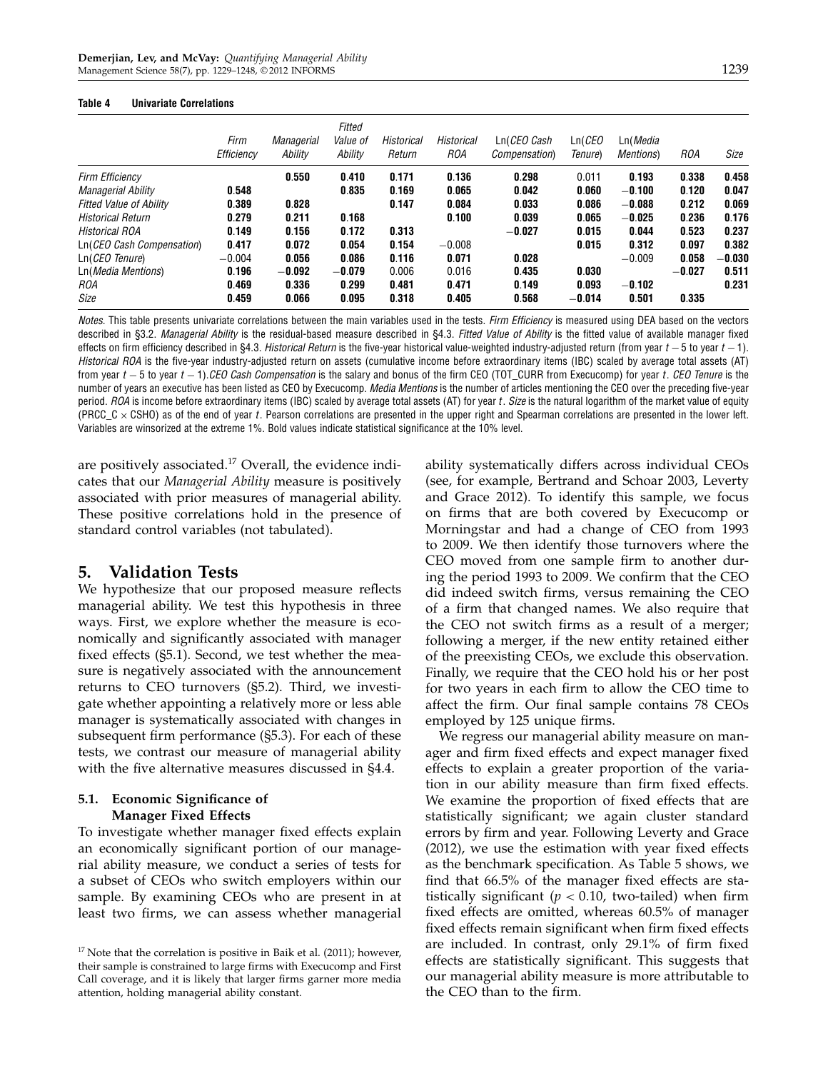**Table 4 Univariate Correlations**

| | Firm Efficiency | Managerial Ability | Fitted Value of Ability | Historical Return | Historical ROA | Ln(CEO Cash Compensation) | Ln(CEO Tenure) | Ln(Media Mentions) | ROA | Size |
|---|---|---|---|---|---|---|---|---|---|---|
| *Firm Efficiency* | | **0.550** | **0.410** | **0.171** | **0.136** | **0.298** | 0.011 | **0.193** | **0.338** | **0.458** |
| *Managerial Ability* | **0.548** | | **0.835** | **0.169** | **0.065** | **0.042** | **0.060** | **−0.100** | **0.120** | **0.047** |
| *Fitted Value of Ability* | **0.389** | **0.828** | | **0.147** | **0.084** | **0.033** | **0.086** | **−0.088** | **0.212** | **0.069** |
| *Historical Return* | **0.279** | **0.211** | **0.168** | | **0.100** | **0.039** | **0.065** | **−0.025** | **0.236** | **0.176** |
| *Historical ROA* | **0.149** | **0.156** | **0.172** | **0.313** | | **−0.027** | **0.015** | **0.044** | **0.523** | **0.237** |
| Ln(*CEO Cash Compensation*) | **0.417** | **0.072** | **0.054** | **0.154** | −0.008 | | **0.015** | **0.312** | **0.097** | **0.382** |
| Ln(*CEO Tenure*) | −0.004 | **0.056** | **0.086** | **0.116** | **0.071** | **0.028** | | −0.009 | **0.058** | **−0.030** |
| Ln(*Media Mentions*) | **0.196** | **−0.092** | **−0.079** | 0.006 | 0.016 | **0.435** | **0.030** | | **−0.027** | **0.511** |
| *ROA* | **0.469** | **0.336** | **0.299** | **0.481** | **0.471** | **0.149** | **0.093** | **−0.102** | | **0.231** |
| *Size* | **0.459** | **0.066** | **0.095** | **0.318** | **0.405** | **0.568** | **−0.014** | **0.501** | **0.335** | |

*Notes*. This table presents univariate correlations between the main variables used in the tests. *Firm Efficiency* is measured using DEA based on the vectors described in §3.2. *Managerial Ability* is the residual-based measure described in §4.3. *Fitted Value of Ability* is the fitted value of available manager fixed effects on firm efficiency described in §4.3. *Historical Return* is the five-year historical value-weighted industry-adjusted return (from year $t-5$ to year $t-1$). *Historical ROA* is the five-year industry-adjusted return on assets (cumulative income before extraordinary items (IBC) scaled by average total assets (AT) from year $t-5$ to year $t-1$). *CEO Cash Compensation* is the salary and bonus of the firm CEO (TOT_CURR from Execucomp) for year $t$. *CEO Tenure* is the number of years an executive has been listed as CEO by Execucomp. *Media Mentions* is the number of articles mentioning the CEO over the preceding five-year period. *ROA* is income before extraordinary items (IBC) scaled by average total assets (AT) for year $t$. *Size* is the natural logarithm of the market value of equity (PRCC_C × CSHO) as of the end of year $t$. Pearson correlations are presented in the upper right and Spearman correlations are presented in the lower left. Variables are winsorized at the extreme 1%. Bold values indicate statistical significance at the 10% level.

are positively associated.[17] Overall, the evidence indicates that our *Managerial Ability* measure is positively associated with prior measures of managerial ability. These positive correlations hold in the presence of standard control variables (not tabulated).

# 5. Validation Tests

We hypothesize that our proposed measure reflects managerial ability. We test this hypothesis in three ways. First, we explore whether the measure is economically and significantly associated with manager fixed effects (§5.1). Second, we test whether the measure is negatively associated with the announcement returns to CEO turnovers (§5.2). Third, we investigate whether appointing a relatively more or less able manager is systematically associated with changes in subsequent firm performance (§5.3). For each of these tests, we contrast our measure of managerial ability with the five alternative measures discussed in §4.4.

## 5.1. Economic Significance of Manager Fixed Effects

To investigate whether manager fixed effects explain an economically significant portion of our managerial ability measure, we conduct a series of tests for a subset of CEOs who switch employers within our sample. By examining CEOs who are present in at least two firms, we can assess whether managerial ability systematically differs across individual CEOs (see, for example, Bertrand and Schoar 2003, Leverty and Grace 2012). To identify this sample, we focus on firms that are both covered by Execucomp or Morningstar and had a change of CEO from 1993 to 2009. We then identify those turnovers where the CEO moved from one sample firm to another during the period 1993 to 2009. We confirm that the CEO did indeed switch firms, versus remaining the CEO of a firm that changed names. We also require that the CEO not switch firms as a result of a merger; following a merger, if the new entity retained either of the preexisting CEOs, we exclude this observation. Finally, we require that the CEO hold his or her post for two years in each firm to allow the CEO time to affect the firm. Our final sample contains 78 CEOs employed by 125 unique firms.

We regress our managerial ability measure on manager and firm fixed effects and expect manager fixed effects to explain a greater proportion of the variation in our ability measure than firm fixed effects. We examine the proportion of fixed effects that are statistically significant; we again cluster standard errors by firm and year. Following Leverty and Grace (2012), we use the estimation with year fixed effects as the benchmark specification. As Table 5 shows, we find that 66.5% of the manager fixed effects are statistically significant ($p < 0.10$, two-tailed) when firm fixed effects are omitted, whereas 60.5% of manager fixed effects remain significant when firm fixed effects are included. In contrast, only 29.1% of firm fixed effects are statistically significant. This suggests that our managerial ability measure is more attributable to the CEO than to the firm.

[17] Note that the correlation is positive in Baik et al. (2011); however, their sample is constrained to large firms with Execucomp and First Call coverage, and it is likely that larger firms garner more media attention, holding managerial ability constant.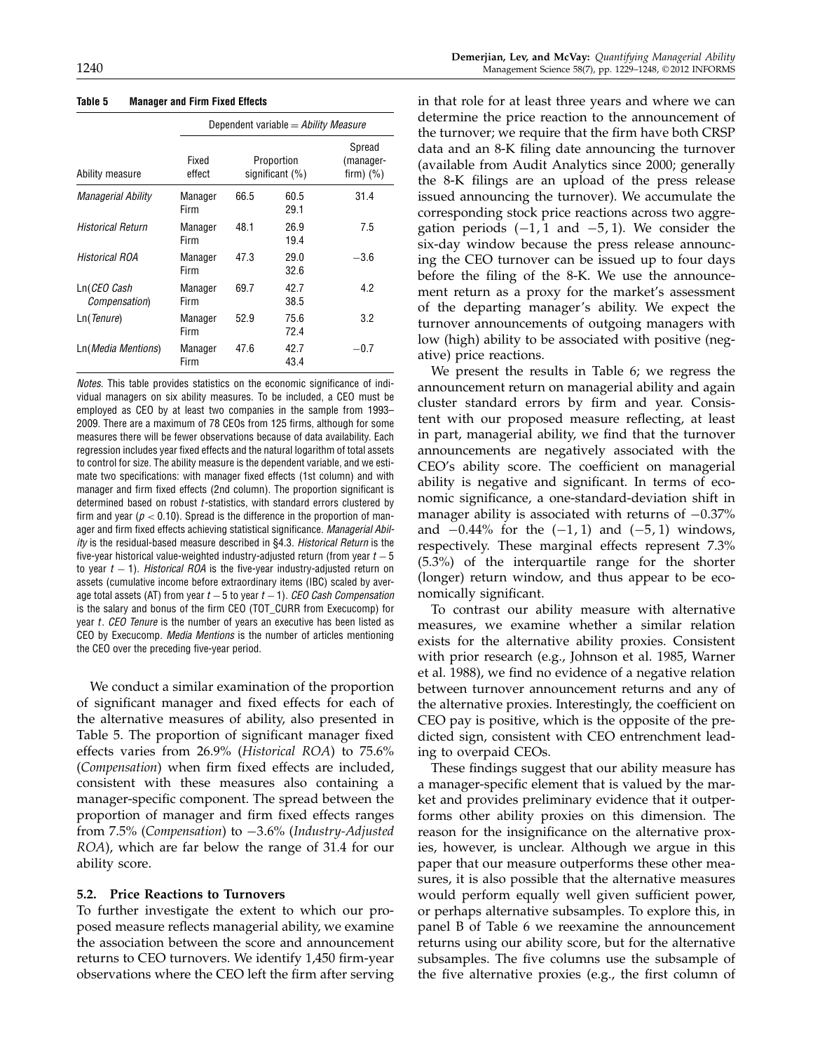**Table 5 Manager and Firm Fixed Effects**

| | Dependent variable = *Ability Measure* | | | |
|---|---|---|---|---|
| Ability measure | Fixed effect | Proportion significant (%) | | Spread (manager-firm) (%) |
| *Managerial Ability* | Manager | 66.5 | 60.5 | 31.4 |
| | Firm | | 29.1 | |
| *Historical Return* | Manager | 48.1 | 26.9 | 7.5 |
| | Firm | | 19.4 | |
| *Historical ROA* | Manager | 47.3 | 29.0 | −3.6 |
| | Firm | | 32.6 | |
| Ln(*CEO Cash Compensation*) | Manager | 69.7 | 42.7 | 4.2 |
| | Firm | | 38.5 | |
| Ln(*Tenure*) | Manager | 52.9 | 75.6 | 3.2 |
| | Firm | | 72.4 | |
| Ln(*Media Mentions*) | Manager | 47.6 | 42.7 | −0.7 |
| | Firm | | 43.4 | |

*Notes*. This table provides statistics on the economic significance of individual managers on six ability measures. To be included, a CEO must be employed as CEO by at least two companies in the sample from 1993–2009. There are a maximum of 78 CEOs from 125 firms, although for some measures there will be fewer observations because of data availability. Each regression includes year fixed effects and the natural logarithm of total assets to control for size. The ability measure is the dependent variable, and we estimate two specifications: with manager fixed effects (1st column) and with manager and firm fixed effects (2nd column). The proportion significant is determined based on robust $t$-statistics, with standard errors clustered by firm and year ($p < 0.10$). Spread is the difference in the proportion of manager and firm fixed effects achieving statistical significance. *Managerial Ability* is the residual-based measure described in §4.3. *Historical Return* is the five-year historical value-weighted industry-adjusted return (from year $t-5$ to year $t-1$). *Historical ROA* is the five-year industry-adjusted return on assets (cumulative income before extraordinary items (IBC) scaled by average total assets (AT) from year $t-5$ to year $t-1$). *CEO Cash Compensation* is the salary and bonus of the firm CEO (TOT_CURR from Execucomp) for year $t$. *CEO Tenure* is the number of years an executive has been listed as CEO by Execucomp. *Media Mentions* is the number of articles mentioning the CEO over the preceding five-year period.

We conduct a similar examination of the proportion of significant manager and fixed effects for each of the alternative measures of ability, also presented in Table 5. The proportion of significant manager fixed effects varies from 26.9% (*Historical ROA*) to 75.6% (*Compensation*) when firm fixed effects are included, consistent with these measures also containing a manager-specific component. The spread between the proportion of manager and firm fixed effects ranges from 7.5% (*Compensation*) to −3.6% (*Industry-Adjusted ROA*), which are far below the range of 31.4 for our ability score.

### 5.2. Price Reactions to Turnovers

To further investigate the extent to which our proposed measure reflects managerial ability, we examine the association between the score and announcement returns to CEO turnovers. We identify 1,450 firm-year observations where the CEO left the firm after serving in that role for at least three years and where we can determine the price reaction to the announcement of the turnover; we require that the firm have both CRSP data and an 8-K filing date announcing the turnover (available from Audit Analytics since 2000; generally the 8-K filings are an upload of the press release issued announcing the turnover). We accumulate the corresponding stock price reactions across two aggregation periods $(-1, 1$ and $-5, 1)$. We consider the six-day window because the press release announcing the CEO turnover can be issued up to four days before the filing of the 8-K. We use the announcement return as a proxy for the market's assessment of the departing manager's ability. We expect the turnover announcements of outgoing managers with low (high) ability to be associated with positive (negative) price reactions.

We present the results in Table 6; we regress the announcement return on managerial ability and again cluster standard errors by firm and year. Consistent with our proposed measure reflecting, at least in part, managerial ability, we find that the turnover announcements are negatively associated with the CEO's ability score. The coefficient on managerial ability is negative and significant. In terms of economic significance, a one-standard-deviation shift in manager ability is associated with returns of −0.37% and −0.44% for the $(-1, 1)$ and $(-5, 1)$ windows, respectively. These marginal effects represent 7.3% (5.3%) of the interquartile range for the shorter (longer) return window, and thus appear to be economically significant.

To contrast our ability measure with alternative measures, we examine whether a similar relation exists for the alternative ability proxies. Consistent with prior research (e.g., Johnson et al. 1985, Warner et al. 1988), we find no evidence of a negative relation between turnover announcement returns and any of the alternative proxies. Interestingly, the coefficient on CEO pay is positive, which is the opposite of the predicted sign, consistent with CEO entrenchment leading to overpaid CEOs.

These findings suggest that our ability measure has a manager-specific element that is valued by the market and provides preliminary evidence that it outperforms other ability proxies on this dimension. The reason for the insignificance on the alternative proxies, however, is unclear. Although we argue in this paper that our measure outperforms these other measures, it is also possible that the alternative measures would perform equally well given sufficient power, or perhaps alternative subsamples. To explore this, in panel B of Table 6 we reexamine the announcement returns using our ability score, but for the alternative subsamples. The five columns use the subsample of the five alternative proxies (e.g., the first column of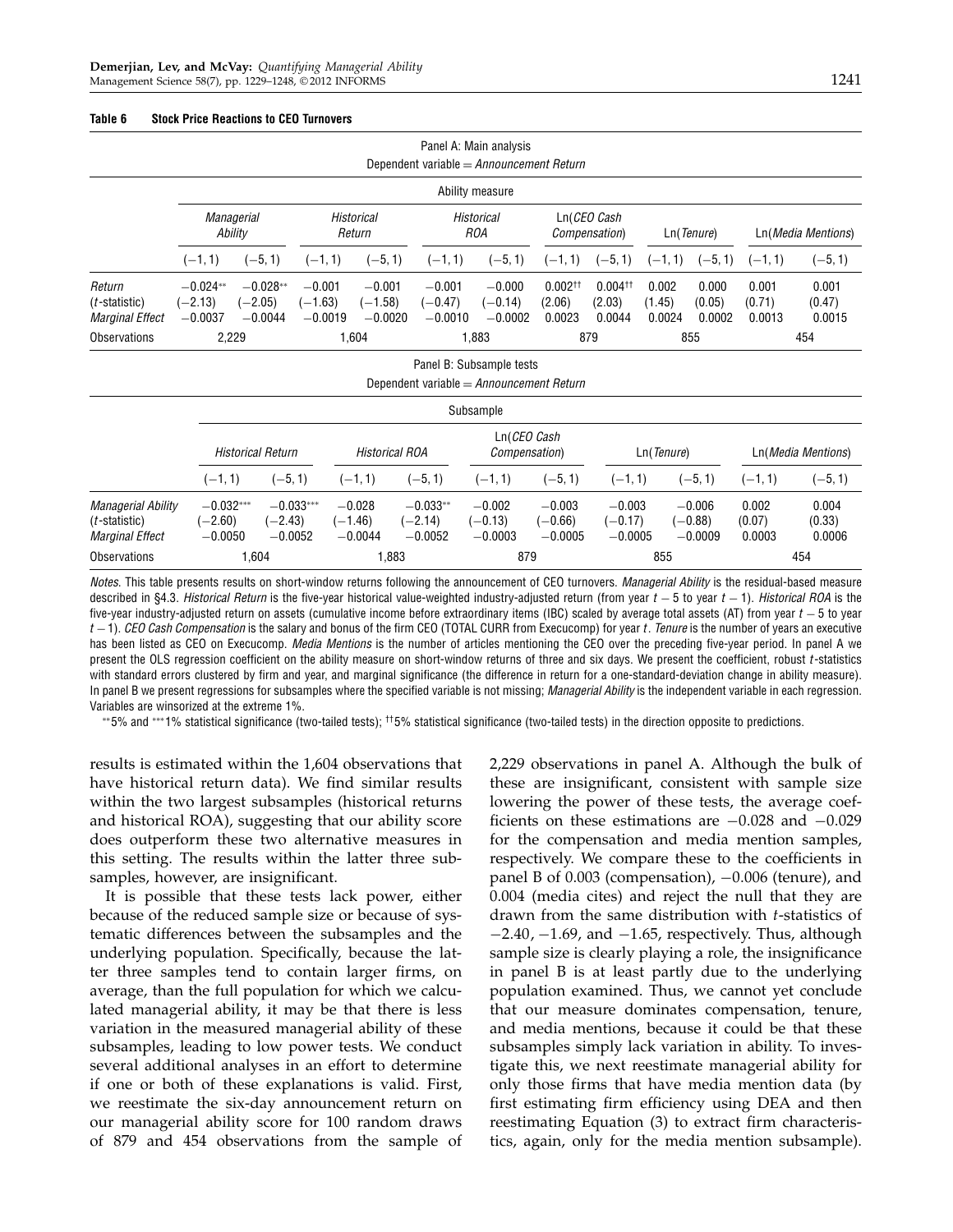**Table 6 Stock Price Reactions to CEO Turnovers**

Panel A: Main analysis
Dependent variable = *Announcement Return*

| | Ability measure | | | | | | | | | | | |
|---|---|---|---|---|---|---|---|---|---|---|---|---|
| | *Managerial Ability* | | *Historical Return* | | *Historical ROA* | | Ln(*CEO Cash Compensation*) | | Ln(*Tenure*) | | Ln(*Media Mentions*) | |
| | (−1, 1) | (−5, 1) | (−1, 1) | (−5, 1) | (−1, 1) | (−5, 1) | (−1, 1) | (−5, 1) | (−1, 1) | (−5, 1) | (−1, 1) | (−5, 1) |
| *Return* | −0.024** | −0.028** | −0.001 | −0.001 | −0.001 | −0.000 | 0.002†† | 0.004†† | 0.002 | 0.000 | 0.001 | 0.001 |
| (*t*-statistic) | (−2.13) | (−2.05) | (−1.63) | (−1.58) | (−0.47) | (−0.14) | (2.06) | (2.03) | (1.45) | (0.05) | (0.71) | (0.47) |
| *Marginal Effect* | −0.0037 | −0.0044 | −0.0019 | −0.0020 | −0.0010 | −0.0002 | 0.0023 | 0.0044 | 0.0024 | 0.0002 | 0.0013 | 0.0015 |
| Observations | 2,229 | | 1,604 | | 1,883 | | 879 | | 855 | | 454 | |

Panel B: Subsample tests
Dependent variable = *Announcement Return*

| | Subsample | | | | | | | | | |
|---|---|---|---|---|---|---|---|---|---|---|
| | *Historical Return* | | *Historical ROA* | | Ln(*CEO Cash Compensation*) | | Ln(*Tenure*) | | Ln(*Media Mentions*) | |
| | (−1, 1) | (−5, 1) | (−1, 1) | (−5, 1) | (−1, 1) | (−5, 1) | (−1, 1) | (−5, 1) | (−1, 1) | (−5, 1) |
| *Managerial Ability* | −0.032*** | −0.033*** | −0.028 | −0.033** | −0.002 | −0.003 | −0.003 | −0.006 | 0.002 | 0.004 |
| (*t*-statistic) | (−2.60) | (−2.43) | (−1.46) | (−2.14) | (−0.13) | (−0.66) | (−0.17) | (−0.88) | (0.07) | (0.33) |
| *Marginal Effect* | −0.0050 | −0.0052 | −0.0044 | −0.0052 | −0.0003 | −0.0005 | −0.0005 | −0.0009 | 0.0003 | 0.0006 |
| Observations | 1,604 | | 1,883 | | 879 | | 855 | | 454 | |

*Notes*. This table presents results on short-window returns following the announcement of CEO turnovers. *Managerial Ability* is the residual-based measure described in §4.3. *Historical Return* is the five-year historical value-weighted industry-adjusted return (from year $t-5$ to year $t-1$). *Historical ROA* is the five-year industry-adjusted return on assets (cumulative income before extraordinary items (IBC) scaled by average total assets (AT) from year $t-5$ to year $t-1$). *CEO Cash Compensation* is the salary and bonus of the firm CEO (TOTAL CURR from Execucomp) for year $t$. *Tenure* is the number of years an executive has been listed as CEO on Execucomp. *Media Mentions* is the number of articles mentioning the CEO over the preceding five-year period. In panel A we present the OLS regression coefficient on the ability measure on short-window returns of three and six days. We present the coefficient, robust $t$-statistics with standard errors clustered by firm and year, and marginal significance (the difference in return for a one-standard-deviation change in ability measure). In panel B we present regressions for subsamples where the specified variable is not missing; *Managerial Ability* is the independent variable in each regression. Variables are winsorized at the extreme 1%.

**5% and ***1% statistical significance (two-tailed tests); ††5% statistical significance (two-tailed tests) in the direction opposite to predictions.

results is estimated within the 1,604 observations that have historical return data). We find similar results within the two largest subsamples (historical returns and historical ROA), suggesting that our ability score does outperform these two alternative measures in this setting. The results within the latter three subsamples, however, are insignificant.

It is possible that these tests lack power, either because of the reduced sample size or because of systematic differences between the subsamples and the underlying population. Specifically, because the latter three samples tend to contain larger firms, on average, than the full population for which we calculated managerial ability, it may be that there is less variation in the measured managerial ability of these subsamples, leading to low power tests. We conduct several additional analyses in an effort to determine if one or both of these explanations is valid. First, we reestimate the six-day announcement return on our managerial ability score for 100 random draws of 879 and 454 observations from the sample of 2,229 observations in panel A. Although the bulk of these are insignificant, consistent with sample size lowering the power of these tests, the average coefficients on these estimations are −0.028 and −0.029 for the compensation and media mention samples, respectively. We compare these to the coefficients in panel B of 0.003 (compensation), −0.006 (tenure), and 0.004 (media cites) and reject the null that they are drawn from the same distribution with $t$-statistics of −2.40, −1.69, and −1.65, respectively. Thus, although sample size is clearly playing a role, the insignificance in panel B is at least partly due to the underlying population examined. Thus, we cannot yet conclude that our measure dominates compensation, tenure, and media mentions, because it could be that these subsamples simply lack variation in ability. To investigate this, we next reestimate managerial ability for only those firms that have media mention data (by first estimating firm efficiency using DEA and then reestimating Equation (3) to extract firm characteristics, again, only for the media mention subsample).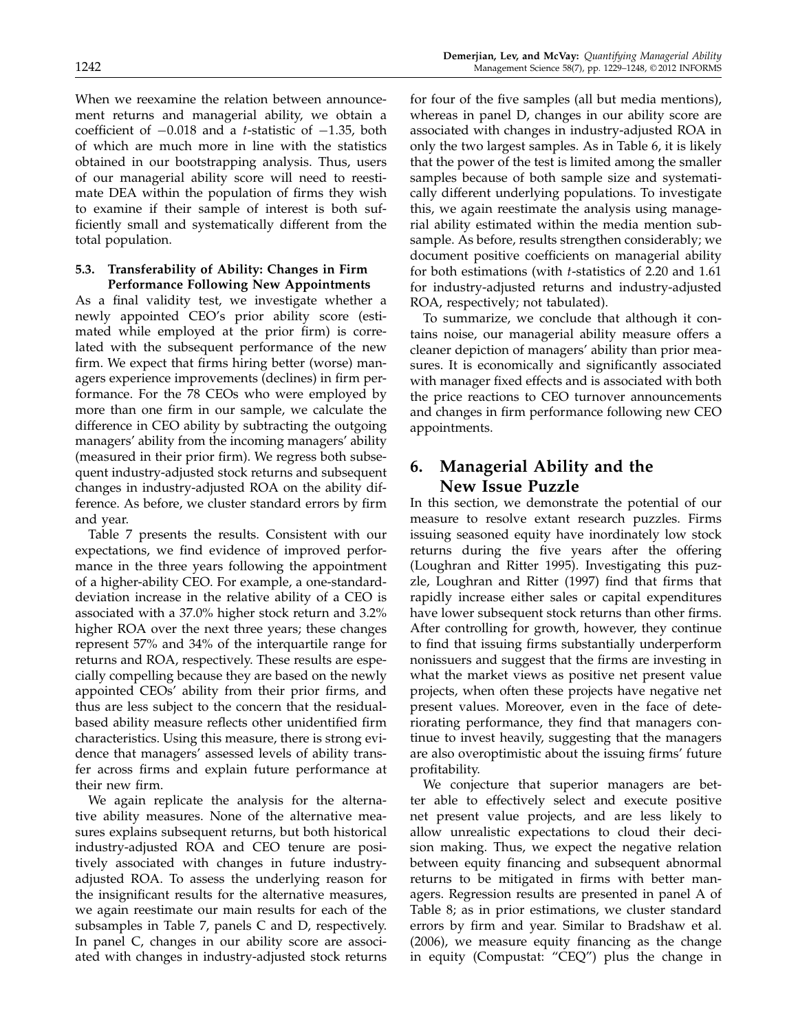When we reexamine the relation between announcement returns and managerial ability, we obtain a coefficient of −0.018 and a $t$-statistic of −1.35, both of which are much more in line with the statistics obtained in our bootstrapping analysis. Thus, users of our managerial ability score will need to reestimate DEA within the population of firms they wish to examine if their sample of interest is both sufficiently small and systematically different from the total population.

### 5.3. Transferability of Ability: Changes in Firm Performance Following New Appointments

As a final validity test, we investigate whether a newly appointed CEO's prior ability score (estimated while employed at the prior firm) is correlated with the subsequent performance of the new firm. We expect that firms hiring better (worse) managers experience improvements (declines) in firm performance. For the 78 CEOs who were employed by more than one firm in our sample, we calculate the difference in CEO ability by subtracting the outgoing managers' ability from the incoming managers' ability (measured in their prior firm). We regress both subsequent industry-adjusted stock returns and subsequent changes in industry-adjusted ROA on the ability difference. As before, we cluster standard errors by firm and year.

Table 7 presents the results. Consistent with our expectations, we find evidence of improved performance in the three years following the appointment of a higher-ability CEO. For example, a one-standard-deviation increase in the relative ability of a CEO is associated with a 37.0% higher stock return and 3.2% higher ROA over the next three years; these changes represent 57% and 34% of the interquartile range for returns and ROA, respectively. These results are especially compelling because they are based on the newly appointed CEOs' ability from their prior firms, and thus are less subject to the concern that the residual-based ability measure reflects other unidentified firm characteristics. Using this measure, there is strong evidence that managers' assessed levels of ability transfer across firms and explain future performance at their new firm.

We again replicate the analysis for the alternative ability measures. None of the alternative measures explains subsequent returns, but both historical industry-adjusted ROA and CEO tenure are positively associated with changes in future industry-adjusted ROA. To assess the underlying reason for the insignificant results for the alternative measures, we again reestimate our main results for each of the subsamples in Table 7, panels C and D, respectively. In panel C, changes in our ability score are associated with changes in industry-adjusted stock returns for four of the five samples (all but media mentions), whereas in panel D, changes in our ability score are associated with changes in industry-adjusted ROA in only the two largest samples. As in Table 6, it is likely that the power of the test is limited among the smaller samples because of both sample size and systematically different underlying populations. To investigate this, we again reestimate the analysis using managerial ability estimated within the media mention subsample. As before, results strengthen considerably; we document positive coefficients on managerial ability for both estimations (with $t$-statistics of 2.20 and 1.61 for industry-adjusted returns and industry-adjusted ROA, respectively; not tabulated).

To summarize, we conclude that although it contains noise, our managerial ability measure offers a cleaner depiction of managers' ability than prior measures. It is economically and significantly associated with manager fixed effects and is associated with both the price reactions to CEO turnover announcements and changes in firm performance following new CEO appointments.

## 6. Managerial Ability and the New Issue Puzzle

In this section, we demonstrate the potential of our measure to resolve extant research puzzles. Firms issuing seasoned equity have inordinately low stock returns during the five years after the offering (Loughran and Ritter 1995). Investigating this puzzle, Loughran and Ritter (1997) find that firms that rapidly increase either sales or capital expenditures have lower subsequent stock returns than other firms. After controlling for growth, however, they continue to find that issuing firms substantially underperform nonissuers and suggest that the firms are investing in what the market views as positive net present value projects, when often these projects have negative net present values. Moreover, even in the face of deteriorating performance, they find that managers continue to invest heavily, suggesting that the managers are also overoptimistic about the issuing firms' future profitability.

We conjecture that superior managers are better able to effectively select and execute positive net present value projects, and are less likely to allow unrealistic expectations to cloud their decision making. Thus, we expect the negative relation between equity financing and subsequent abnormal returns to be mitigated in firms with better managers. Regression results are presented in panel A of Table 8; as in prior estimations, we cluster standard errors by firm and year. Similar to Bradshaw et al. (2006), we measure equity financing as the change in equity (Compustat: "CEQ") plus the change in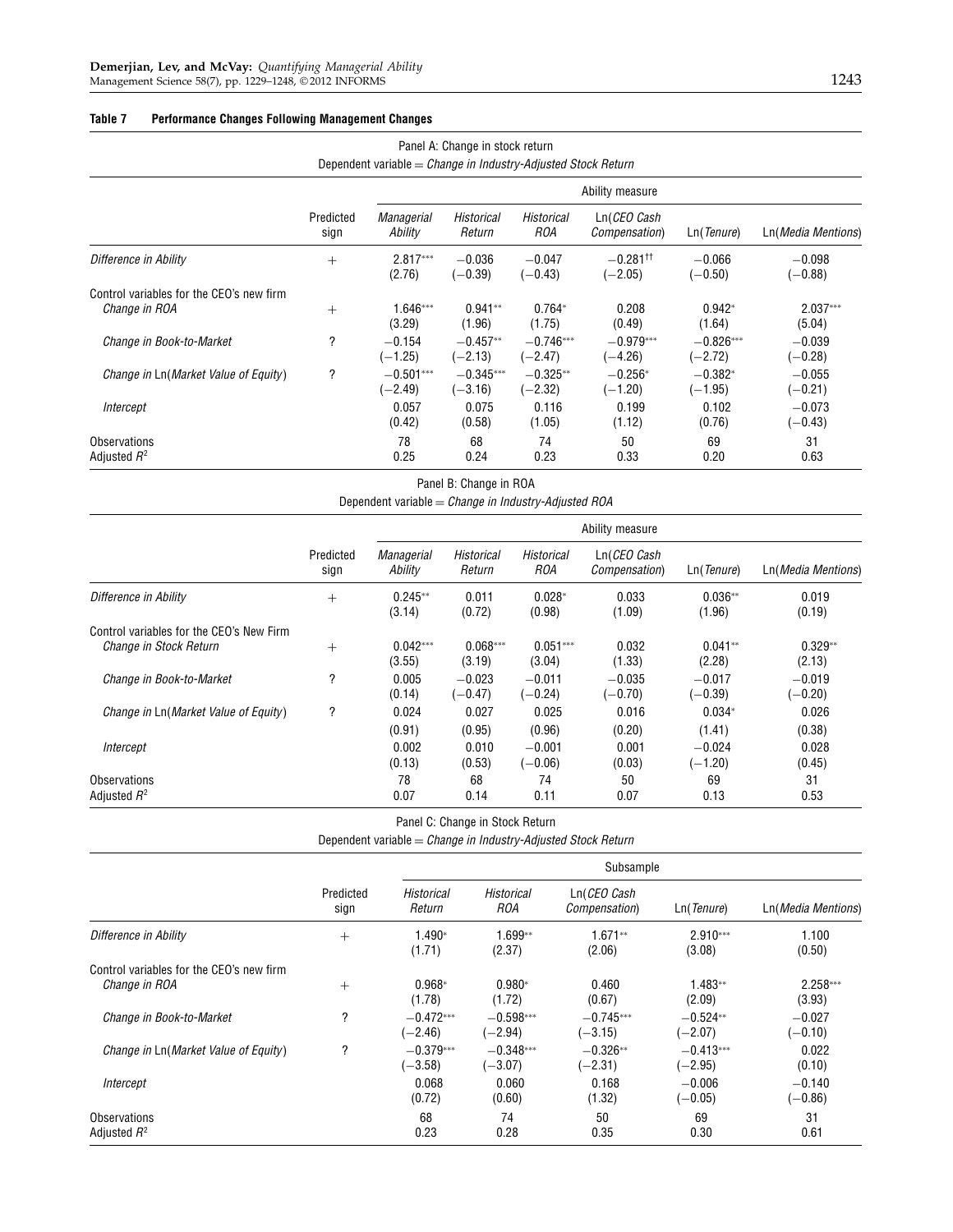**Table 7 Performance Changes Following Management Changes**

Panel A: Change in stock return
Dependent variable = *Change in Industry-Adjusted Stock Return*

| | Predicted sign | Ability measure | | | | | |
|---|---|---|---|---|---|---|---|
| | | *Managerial Ability* | *Historical Return* | *Historical ROA* | Ln(*CEO Cash Compensation*) | Ln(*Tenure*) | Ln(*Media Mentions*) |
| *Difference in Ability* | + | 2.817*** (2.76) | −0.036 (−0.39) | −0.047 (−0.43) | −0.281†† (−2.05) | −0.066 (−0.50) | −0.098 (−0.88) |
| Control variables for the CEO's new firm | | | | | | | |
| *Change in ROA* | + | 1.646*** (3.29) | 0.941** (1.96) | 0.764* (1.75) | 0.208 (0.49) | 0.942* (1.64) | 2.037*** (5.04) |
| *Change in Book-to-Market* | ? | −0.154 (−1.25) | −0.457** (−2.13) | −0.746*** (−2.47) | −0.979*** (−4.26) | −0.826*** (−2.72) | −0.039 (−0.28) |
| *Change in* Ln(*Market Value of Equity*) | ? | −0.501*** (−2.49) | −0.345*** (−3.16) | −0.325** (−2.32) | −0.256* (−1.20) | −0.382* (−1.95) | −0.055 (−0.21) |
| *Intercept* | | 0.057 (0.42) | 0.075 (0.58) | 0.116 (1.05) | 0.199 (1.12) | 0.102 (0.76) | −0.073 (−0.43) |
| Observations | | 78 | 68 | 74 | 50 | 69 | 31 |
| Adjusted $R^2$ | | 0.25 | 0.24 | 0.23 | 0.33 | 0.20 | 0.63 |

Panel B: Change in ROA
Dependent variable = *Change in Industry-Adjusted ROA*

| | Predicted sign | Ability measure | | | | | |
|---|---|---|---|---|---|---|---|
| | | *Managerial Ability* | *Historical Return* | *Historical ROA* | Ln(*CEO Cash Compensation*) | Ln(*Tenure*) | Ln(*Media Mentions*) |
| *Difference in Ability* | + | 0.245** (3.14) | 0.011 (0.72) | 0.028* (0.98) | 0.033 (1.09) | 0.036** (1.96) | 0.019 (0.19) |
| Control variables for the CEO's New Firm | | | | | | | |
| *Change in Stock Return* | + | 0.042*** (3.55) | 0.068*** (3.19) | 0.051*** (3.04) | 0.032 (1.33) | 0.041** (2.28) | 0.329** (2.13) |
| *Change in Book-to-Market* | ? | 0.005 (0.14) | −0.023 (−0.47) | −0.011 (−0.24) | −0.035 (−0.70) | −0.017 (−0.39) | −0.019 (−0.20) |
| *Change in* Ln(*Market Value of Equity*) | ? | 0.024 (0.91) | 0.027 (0.95) | 0.025 (0.96) | 0.016 (0.20) | 0.034* (1.41) | 0.026 (0.38) |
| *Intercept* | | 0.002 (0.13) | 0.010 (0.53) | −0.001 (−0.06) | 0.001 (0.03) | −0.024 (−1.20) | 0.028 (0.45) |
| Observations | | 78 | 68 | 74 | 50 | 69 | 31 |
| Adjusted $R^2$ | | 0.07 | 0.14 | 0.11 | 0.07 | 0.13 | 0.53 |

Panel C: Change in Stock Return
Dependent variable = *Change in Industry-Adjusted Stock Return*

| | Predicted sign | Subsample | | | | |
|---|---|---|---|---|---|---|
| | | *Historical Return* | *Historical ROA* | Ln(*CEO Cash Compensation*) | Ln(*Tenure*) | Ln(*Media Mentions*) |
| *Difference in Ability* | + | 1.490* (1.71) | 1.699** (2.37) | 1.671** (2.06) | 2.910*** (3.08) | 1.100 (0.50) |
| Control variables for the CEO's new firm | | | | | | |
| *Change in ROA* | + | 0.968* (1.78) | 0.980* (1.72) | 0.460 (0.67) | 1.483** (2.09) | 2.258*** (3.93) |
| *Change in Book-to-Market* | ? | −0.472*** (−2.46) | −0.598*** (−2.94) | −0.745*** (−3.15) | −0.524** (−2.07) | −0.027 (−0.10) |
| *Change in* Ln(*Market Value of Equity*) | ? | −0.379*** (−3.58) | −0.348*** (−3.07) | −0.326** (−2.31) | −0.413*** (−2.95) | 0.022 (0.10) |
| *Intercept* | | 0.068 (0.72) | 0.060 (0.60) | 0.168 (1.32) | −0.006 (−0.05) | −0.140 (−0.86) |
| Observations | | 68 | 74 | 50 | 69 | 31 |
| Adjusted $R^2$ | | 0.23 | 0.28 | 0.35 | 0.30 | 0.61 |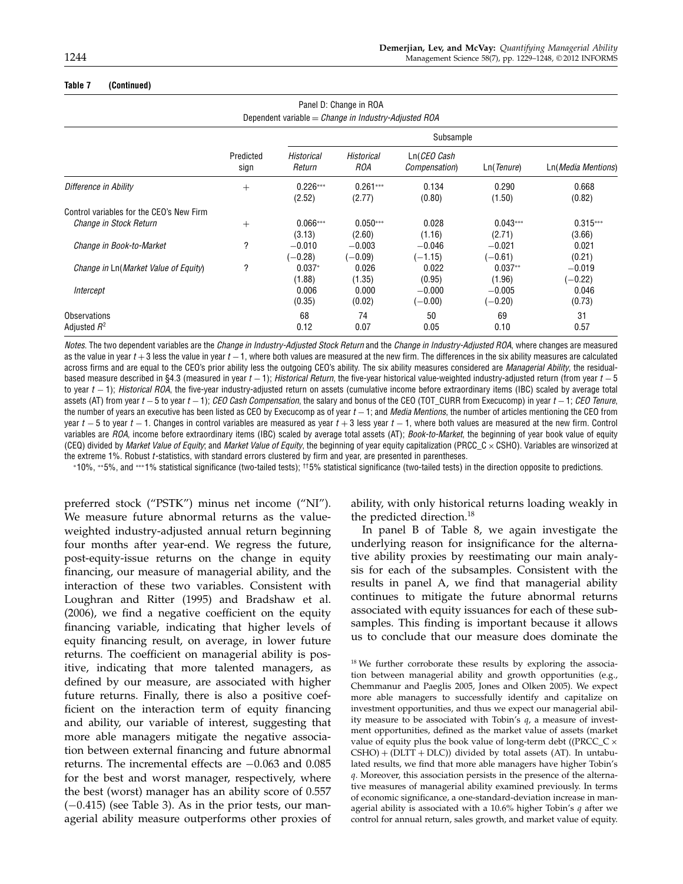**Table 7 (Continued)**

Panel D: Change in ROA

Dependent variable = *Change in Industry-Adjusted ROA*

| | | Subsample | | | | |
|---|---|---|---|---|---|---|
| | Predicted sign | *Historical Return* | *Historical ROA* | Ln(*CEO Cash Compensation*) | Ln(*Tenure*) | Ln(*Media Mentions*) |
| *Difference in Ability* | + | 0.226*** | 0.261*** | 0.134 | 0.290 | 0.668 |
| | | (2.52) | (2.77) | (0.80) | (1.50) | (0.82) |
| Control variables for the CEO's New Firm | | | | | | |
| *Change in Stock Return* | + | 0.066*** | 0.050*** | 0.028 | 0.043*** | 0.315*** |
| | | (3.13) | (2.60) | (1.16) | (2.71) | (3.66) |
| *Change in Book-to-Market* | ? | −0.010 | −0.003 | −0.046 | −0.021 | 0.021 |
| | | (−0.28) | (−0.09) | (−1.15) | (−0.61) | (0.21) |
| *Change in* Ln(*Market Value of Equity*) | ? | 0.037* | 0.026 | 0.022 | 0.037** | −0.019 |
| | | (1.88) | (1.35) | (0.95) | (1.96) | (−0.22) |
| *Intercept* | | 0.006 | 0.000 | −0.000 | −0.005 | 0.046 |
| | | (0.35) | (0.02) | (−0.00) | (−0.20) | (0.73) |
| Observations | | 68 | 74 | 50 | 69 | 31 |
| Adjusted $R^2$ | | 0.12 | 0.07 | 0.05 | 0.10 | 0.57 |

*Notes*. The two dependent variables are the *Change in Industry-Adjusted Stock Return* and the *Change in Industry-Adjusted ROA*, where changes are measured as the value in year $t+3$ less the value in year $t-1$, where both values are measured at the new firm. The differences in the six ability measures are calculated across firms and are equal to the CEO's prior ability less the outgoing CEO's ability. The six ability measures considered are *Managerial Ability*, the residual-based measure described in §4.3 (measured in year $t-1$); *Historical Return*, the five-year historical value-weighted industry-adjusted return (from year $t-5$ to year $t-1$); *Historical ROA*, the five-year industry-adjusted return on assets (cumulative income before extraordinary items (IBC) scaled by average total assets (AT) from year $t-5$ to year $t-1$); *CEO Cash Compensation*, the salary and bonus of the CEO (TOT_CURR from Execucomp) in year $t-1$; *CEO Tenure*, the number of years an executive has been listed as CEO by Execucomp as of year $t-1$; and *Media Mentions*, the number of articles mentioning the CEO from year $t-5$ to year $t-1$. Changes in control variables are measured as year $t+3$ less year $t-1$, where both values are measured at the new firm. Control variables are *ROA*, income before extraordinary items (IBC) scaled by average total assets (AT); *Book-to-Market*, the beginning of year book value of equity (CEQ) divided by *Market Value of Equity*; and *Market Value of Equity*, the beginning of year equity capitalization (PRCC_C × CSHO). Variables are winsorized at the extreme 1%. Robust $t$-statistics, with standard errors clustered by firm and year, are presented in parentheses.

*10%, **5%, and ***1% statistical significance (two-tailed tests); ††5% statistical significance (two-tailed tests) in the direction opposite to predictions.

preferred stock ("PSTK") minus net income ("NI"). We measure future abnormal returns as the value-weighted industry-adjusted annual return beginning four months after year-end. We regress the future, post-equity-issue returns on the change in equity financing, our measure of managerial ability, and the interaction of these two variables. Consistent with Loughran and Ritter (1995) and Bradshaw et al. (2006), we find a negative coefficient on the equity financing variable, indicating that higher levels of equity financing result, on average, in lower future returns. The coefficient on managerial ability is positive, indicating that more talented managers, as defined by our measure, are associated with higher future returns. Finally, there is also a positive coefficient on the interaction term of equity financing and ability, our variable of interest, suggesting that more able managers mitigate the negative association between external financing and future abnormal returns. The incremental effects are −0.063 and 0.085 for the best and worst manager, respectively, where the best (worst) manager has an ability score of 0.557 (−0.415) (see Table 3). As in the prior tests, our managerial ability measure outperforms other proxies of ability, with only historical returns loading weakly in the predicted direction.[18]

In panel B of Table 8, we again investigate the underlying reason for insignificance for the alternative ability proxies by reestimating our main analysis for each of the subsamples. Consistent with the results in panel A, we find that managerial ability continues to mitigate the future abnormal returns associated with equity issuances for each of these subsamples. This finding is important because it allows us to conclude that our measure does dominate the

[18] We further corroborate these results by exploring the association between managerial ability and growth opportunities (e.g., Chemmanur and Paeglis 2005, Jones and Olken 2005). We expect more able managers to successfully identify and capitalize on investment opportunities, and thus we expect our managerial ability measure to be associated with Tobin's $q$, a measure of investment opportunities, defined as the market value of assets (market value of equity plus the book value of long-term debt ((PRCC_C × CSHO) + (DLTT + DLC)) divided by total assets (AT). In untabulated results, we find that more able managers have higher Tobin's $q$. Moreover, this association persists in the presence of the alternative measures of managerial ability examined previously. In terms of economic significance, a one-standard-deviation increase in managerial ability is associated with a 10.6% higher Tobin's $q$ after we control for annual return, sales growth, and market value of equity.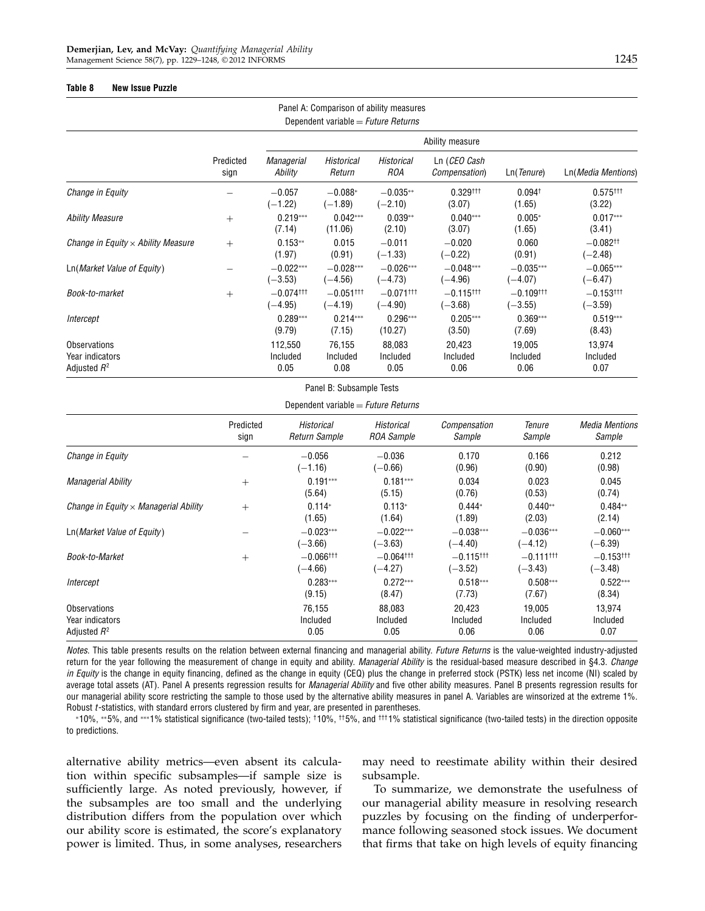**Table 8 New Issue Puzzle**

Panel A: Comparison of ability measures
Dependent variable = *Future Returns*

| | Predicted sign | Ability measure | | | | | |
|---|---|---|---|---|---|---|---|
| | | *Managerial Ability* | *Historical Return* | *Historical ROA* | Ln (*CEO Cash Compensation*) | Ln(*Tenure*) | Ln(*Media Mentions*) |
| *Change in Equity* | − | −0.057 (−1.22) | −0.088* (−1.89) | −0.035** (−2.10) | 0.329††† (3.07) | 0.094† (1.65) | 0.575††† (3.22) |
| *Ability Measure* | + | 0.219*** (7.14) | 0.042*** (11.06) | 0.039** (2.10) | 0.040*** (3.07) | 0.005* (1.65) | 0.017*** (3.41) |
| *Change in Equity* × *Ability Measure* | + | 0.153** (1.97) | 0.015 (0.91) | −0.011 (−1.33) | −0.020 (−0.22) | 0.060 (0.91) | −0.082†† (−2.48) |
| Ln(*Market Value of Equity*) | − | −0.022*** (−3.53) | −0.028*** (−4.56) | −0.026*** (−4.73) | −0.048*** (−4.96) | −0.035*** (−4.07) | −0.065*** (−6.47) |
| *Book-to-market* | + | −0.074††† (−4.95) | −0.051††† (−4.19) | −0.071††† (−4.90) | −0.115††† (−3.68) | −0.109††† (−3.55) | −0.153††† (−3.59) |
| *Intercept* | | 0.289*** (9.79) | 0.214*** (7.15) | 0.296*** (10.27) | 0.205*** (3.50) | 0.369*** (7.69) | 0.519*** (8.43) |
| Observations | | 112,550 | 76,155 | 88,083 | 20,423 | 19,005 | 13,974 |
| Year indicators | | Included | Included | Included | Included | Included | Included |
| Adjusted $R^2$ | | 0.05 | 0.08 | 0.05 | 0.06 | 0.06 | 0.07 |

Panel B: Subsample Tests

Dependent variable = *Future Returns*

| | Predicted sign | *Historical Return Sample* | *Historical ROA Sample* | *Compensation Sample* | *Tenure Sample* | *Media Mentions Sample* |
|---|---|---|---|---|---|---|
| *Change in Equity* | − | −0.056 (−1.16) | −0.036 (−0.66) | 0.170 (0.96) | 0.166 (0.90) | 0.212 (0.98) |
| *Managerial Ability* | + | 0.191*** (5.64) | 0.181*** (5.15) | 0.034 (0.76) | 0.023 (0.53) | 0.045 (0.74) |
| *Change in Equity* × *Managerial Ability* | + | 0.114* (1.65) | 0.113* (1.64) | 0.444* (1.89) | 0.440** (2.03) | 0.484** (2.14) |
| Ln(*Market Value of Equity*) | − | −0.023*** (−3.66) | −0.022*** (−3.63) | −0.038*** (−4.40) | −0.036*** (−4.12) | −0.060*** (−6.39) |
| *Book-to-Market* | + | −0.066††† (−4.66) | −0.064††† (−4.27) | −0.115††† (−3.52) | −0.111††† (−3.43) | −0.153††† (−3.48) |
| *Intercept* | | 0.283*** (9.15) | 0.272*** (8.47) | 0.518*** (7.73) | 0.508*** (7.67) | 0.522*** (8.34) |
| Observations | | 76,155 | 88,083 | 20,423 | 19,005 | 13,974 |
| Year indicators | | Included | Included | Included | Included | Included |
| Adjusted $R^2$ | | 0.05 | 0.05 | 0.06 | 0.06 | 0.07 |

*Notes*. This table presents results on the relation between external financing and managerial ability. *Future Returns* is the value-weighted industry-adjusted return for the year following the measurement of change in equity and ability. *Managerial Ability* is the residual-based measure described in §4.3. *Change in Equity* is the change in equity financing, defined as the change in equity (CEQ) plus the change in preferred stock (PSTK) less net income (NI) scaled by average total assets (AT). Panel A presents regression results for *Managerial Ability* and five other ability measures. Panel B presents regression results for our managerial ability score restricting the sample to those used by the alternative ability measures in panel A. Variables are winsorized at the extreme 1%. Robust *t*-statistics, with standard errors clustered by firm and year, are presented in parentheses.

*10%, **5%, and ***1% statistical significance (two-tailed tests); †10%, ††5%, and †††1% statistical significance (two-tailed tests) in the direction opposite to predictions.

alternative ability metrics—even absent its calculation within specific subsamples—if sample size is sufficiently large. As noted previously, however, if the subsamples are too small and the underlying distribution differs from the population over which our ability score is estimated, the score's explanatory power is limited. Thus, in some analyses, researchers may need to reestimate ability within their desired subsample.

To summarize, we demonstrate the usefulness of our managerial ability measure in resolving research puzzles by focusing on the finding of underperformance following seasoned stock issues. We document that firms that take on high levels of equity financing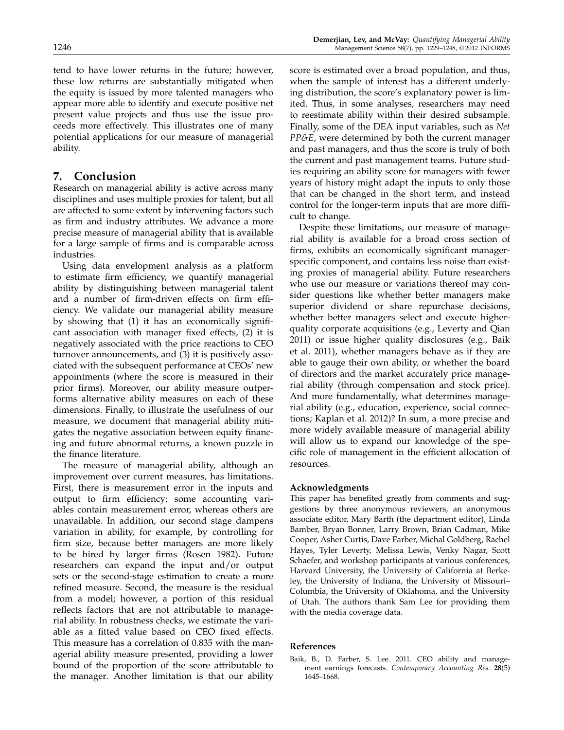tend to have lower returns in the future; however, these low returns are substantially mitigated when the equity is issued by more talented managers who appear more able to identify and execute positive net present value projects and thus use the issue proceeds more effectively. This illustrates one of many potential applications for our measure of managerial ability.

## 7. Conclusion

Research on managerial ability is active across many disciplines and uses multiple proxies for talent, but all are affected to some extent by intervening factors such as firm and industry attributes. We advance a more precise measure of managerial ability that is available for a large sample of firms and is comparable across industries.

Using data envelopment analysis as a platform to estimate firm efficiency, we quantify managerial ability by distinguishing between managerial talent and a number of firm-driven effects on firm efficiency. We validate our managerial ability measure by showing that (1) it has an economically significant association with manager fixed effects, (2) it is negatively associated with the price reactions to CEO turnover announcements, and (3) it is positively associated with the subsequent performance at CEOs' new appointments (where the score is measured in their prior firms). Moreover, our ability measure outperforms alternative ability measures on each of these dimensions. Finally, to illustrate the usefulness of our measure, we document that managerial ability mitigates the negative association between equity financing and future abnormal returns, a known puzzle in the finance literature.

The measure of managerial ability, although an improvement over current measures, has limitations. First, there is measurement error in the inputs and output to firm efficiency; some accounting variables contain measurement error, whereas others are unavailable. In addition, our second stage dampens variation in ability, for example, by controlling for firm size, because better managers are more likely to be hired by larger firms (Rosen 1982). Future researchers can expand the input and/or output sets or the second-stage estimation to create a more refined measure. Second, the measure is the residual from a model; however, a portion of this residual reflects factors that are not attributable to managerial ability. In robustness checks, we estimate the variable as a fitted value based on CEO fixed effects. This measure has a correlation of 0.835 with the managerial ability measure presented, providing a lower bound of the proportion of the score attributable to the manager. Another limitation is that our ability score is estimated over a broad population, and thus, when the sample of interest has a different underlying distribution, the score's explanatory power is limited. Thus, in some analyses, researchers may need to reestimate ability within their desired subsample. Finally, some of the DEA input variables, such as *Net PP&E*, were determined by both the current manager and past managers, and thus the score is truly of both the current and past management teams. Future studies requiring an ability score for managers with fewer years of history might adapt the inputs to only those that can be changed in the short term, and instead control for the longer-term inputs that are more difficult to change.

Despite these limitations, our measure of managerial ability is available for a broad cross section of firms, exhibits an economically significant manager-specific component, and contains less noise than existing proxies of managerial ability. Future researchers who use our measure or variations thereof may consider questions like whether better managers make superior dividend or share repurchase decisions, whether better managers select and execute higher-quality corporate acquisitions (e.g., Leverty and Qian 2011) or issue higher quality disclosures (e.g., Baik et al. 2011), whether managers behave as if they are able to gauge their own ability, or whether the board of directors and the market accurately price managerial ability (through compensation and stock price). And more fundamentally, what determines managerial ability (e.g., education, experience, social connections; Kaplan et al. 2012)? In sum, a more precise and more widely available measure of managerial ability will allow us to expand our knowledge of the specific role of management in the efficient allocation of resources.

### Acknowledgments

This paper has benefited greatly from comments and suggestions by three anonymous reviewers, an anonymous associate editor, Mary Barth (the department editor), Linda Bamber, Bryan Bonner, Larry Brown, Brian Cadman, Mike Cooper, Asher Curtis, Dave Farber, Michal Goldberg, Rachel Hayes, Tyler Leverty, Melissa Lewis, Venky Nagar, Scott Schaefer, and workshop participants at various conferences, Harvard University, the University of California at Berkeley, the University of Indiana, the University of Missouri–Columbia, the University of Oklahoma, and the University of Utah. The authors thank Sam Lee for providing them with the media coverage data.

### References

Baik, B., D. Farber, S. Lee. 2011. CEO ability and management earnings forecasts. *Contemporary Accounting Res.* **28**(5) 1645–1668.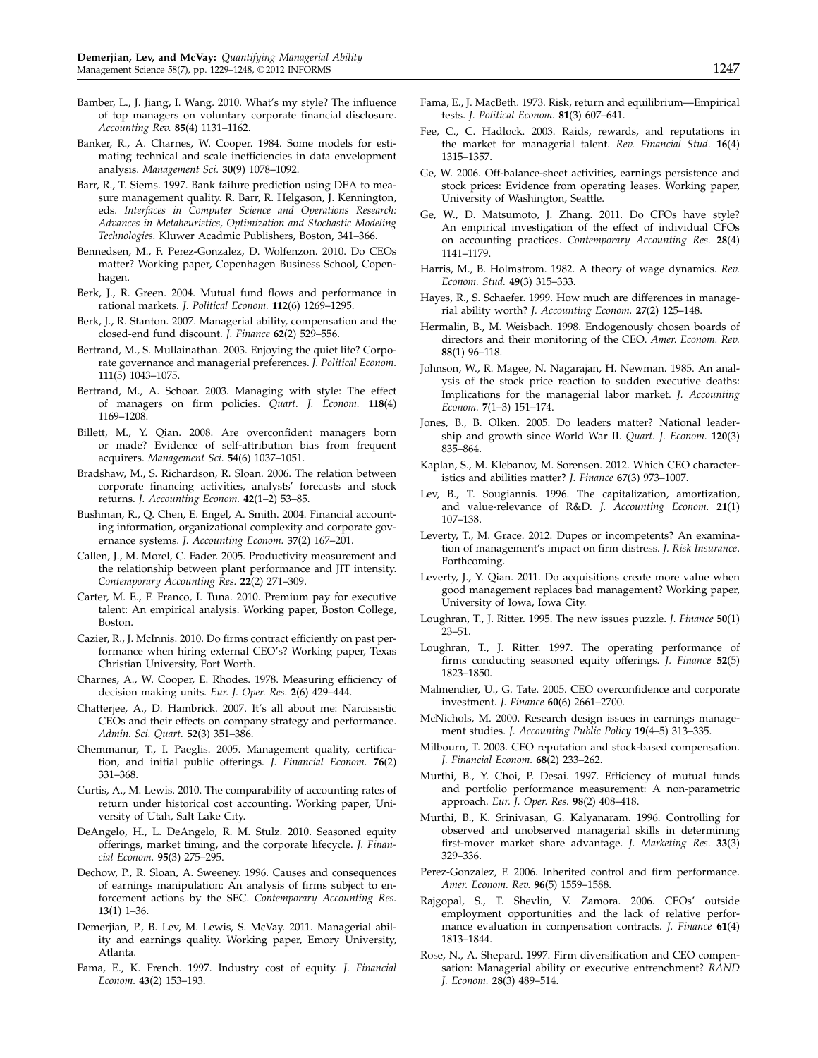Bamber, L., J. Jiang, I. Wang. 2010. What's my style? The influence of top managers on voluntary corporate financial disclosure. *Accounting Rev.* **85**(4) 1131–1162.

Banker, R., A. Charnes, W. Cooper. 1984. Some models for estimating technical and scale inefficiencies in data envelopment analysis. *Management Sci.* **30**(9) 1078–1092.

Barr, R., T. Siems. 1997. Bank failure prediction using DEA to measure management quality. R. Barr, R. Helgason, J. Kennington, eds. *Interfaces in Computer Science and Operations Research: Advances in Metaheuristics, Optimization and Stochastic Modeling Technologies.* Kluwer Acadmic Publishers, Boston, 341–366.

Bennedsen, M., F. Perez-Gonzalez, D. Wolfenzon. 2010. Do CEOs matter? Working paper, Copenhagen Business School, Copenhagen.

Berk, J., R. Green. 2004. Mutual fund flows and performance in rational markets. *J. Political Econom.* **112**(6) 1269–1295.

Berk, J., R. Stanton. 2007. Managerial ability, compensation and the closed-end fund discount. *J. Finance* **62**(2) 529–556.

Bertrand, M., S. Mullainathan. 2003. Enjoying the quiet life? Corporate governance and managerial preferences. *J. Political Econom.* **111**(5) 1043–1075.

Bertrand, M., A. Schoar. 2003. Managing with style: The effect of managers on firm policies. *Quart. J. Econom.* **118**(4) 1169–1208.

Billett, M., Y. Qian. 2008. Are overconfident managers born or made? Evidence of self-attribution bias from frequent acquirers. *Management Sci.* **54**(6) 1037–1051.

Bradshaw, M., S. Richardson, R. Sloan. 2006. The relation between corporate financing activities, analysts' forecasts and stock returns. *J. Accounting Econom.* **42**(1–2) 53–85.

Bushman, R., Q. Chen, E. Engel, A. Smith. 2004. Financial accounting information, organizational complexity and corporate governance systems. *J. Accounting Econom.* **37**(2) 167–201.

Callen, J., M. Morel, C. Fader. 2005. Productivity measurement and the relationship between plant performance and JIT intensity. *Contemporary Accounting Res.* **22**(2) 271–309.

Carter, M. E., F. Franco, I. Tuna. 2010. Premium pay for executive talent: An empirical analysis. Working paper, Boston College, Boston.

Cazier, R., J. McInnis. 2010. Do firms contract efficiently on past performance when hiring external CEO's? Working paper, Texas Christian University, Fort Worth.

Charnes, A., W. Cooper, E. Rhodes. 1978. Measuring efficiency of decision making units. *Eur. J. Oper. Res.* **2**(6) 429–444.

Chatterjee, A., D. Hambrick. 2007. It's all about me: Narcissistic CEOs and their effects on company strategy and performance. *Admin. Sci. Quart.* **52**(3) 351–386.

Chemmanur, T., I. Paeglis. 2005. Management quality, certification, and initial public offerings. *J. Financial Econom.* **76**(2) 331–368.

Curtis, A., M. Lewis. 2010. The comparability of accounting rates of return under historical cost accounting. Working paper, University of Utah, Salt Lake City.

DeAngelo, H., L. DeAngelo, R. M. Stulz. 2010. Seasoned equity offerings, market timing, and the corporate lifecycle. *J. Financial Econom.* **95**(3) 275–295.

Dechow, P., R. Sloan, A. Sweeney. 1996. Causes and consequences of earnings manipulation: An analysis of firms subject to enforcement actions by the SEC. *Contemporary Accounting Res.* **13**(1) 1–36.

Demerjian, P., B. Lev, M. Lewis, S. McVay. 2011. Managerial ability and earnings quality. Working paper, Emory University, Atlanta.

Fama, E., K. French. 1997. Industry cost of equity. *J. Financial Econom.* **43**(2) 153–193.

Fama, E., J. MacBeth. 1973. Risk, return and equilibrium—Empirical tests. *J. Political Econom.* **81**(3) 607–641.

Fee, C., C. Hadlock. 2003. Raids, rewards, and reputations in the market for managerial talent. *Rev. Financial Stud.* **16**(4) 1315–1357.

Ge, W. 2006. Off-balance-sheet activities, earnings persistence and stock prices: Evidence from operating leases. Working paper, University of Washington, Seattle.

Ge, W., D. Matsumoto, J. Zhang. 2011. Do CFOs have style? An empirical investigation of the effect of individual CFOs on accounting practices. *Contemporary Accounting Res.* **28**(4) 1141–1179.

Harris, M., B. Holmstrom. 1982. A theory of wage dynamics. *Rev. Econom. Stud.* **49**(3) 315–333.

Hayes, R., S. Schaefer. 1999. How much are differences in managerial ability worth? *J. Accounting Econom.* **27**(2) 125–148.

Hermalin, B., M. Weisbach. 1998. Endogenously chosen boards of directors and their monitoring of the CEO. *Amer. Econom. Rev.* **88**(1) 96–118.

Johnson, W., R. Magee, N. Nagarajan, H. Newman. 1985. An analysis of the stock price reaction to sudden executive deaths: Implications for the managerial labor market. *J. Accounting Econom.* **7**(1–3) 151–174.

Jones, B., B. Olken. 2005. Do leaders matter? National leadership and growth since World War II. *Quart. J. Econom.* **120**(3) 835–864.

Kaplan, S., M. Klebanov, M. Sorensen. 2012. Which CEO characteristics and abilities matter? *J. Finance* **67**(3) 973–1007.

Lev, B., T. Sougiannis. 1996. The capitalization, amortization, and value-relevance of R&D. *J. Accounting Econom.* **21**(1) 107–138.

Leverty, T., M. Grace. 2012. Dupes or incompetents? An examination of management's impact on firm distress. *J. Risk Insurance*. Forthcoming.

Leverty, J., Y. Qian. 2011. Do acquisitions create more value when good management replaces bad management? Working paper, University of Iowa, Iowa City.

Loughran, T., J. Ritter. 1995. The new issues puzzle. *J. Finance* **50**(1) 23–51.

Loughran, T., J. Ritter. 1997. The operating performance of firms conducting seasoned equity offerings. *J. Finance* **52**(5) 1823–1850.

Malmendier, U., G. Tate. 2005. CEO overconfidence and corporate investment. *J. Finance* **60**(6) 2661–2700.

McNichols, M. 2000. Research design issues in earnings management studies. *J. Accounting Public Policy* **19**(4–5) 313–335.

Milbourn, T. 2003. CEO reputation and stock-based compensation. *J. Financial Econom.* **68**(2) 233–262.

Murthi, B., Y. Choi, P. Desai. 1997. Efficiency of mutual funds and portfolio performance measurement: A non-parametric approach. *Eur. J. Oper. Res.* **98**(2) 408–418.

Murthi, B., K. Srinivasan, G. Kalyanaram. 1996. Controlling for observed and unobserved managerial skills in determining first-mover market share advantage. *J. Marketing Res.* **33**(3) 329–336.

Perez-Gonzalez, F. 2006. Inherited control and firm performance. *Amer. Econom. Rev.* **96**(5) 1559–1588.

Rajgopal, S., T. Shevlin, V. Zamora. 2006. CEOs' outside employment opportunities and the lack of relative performance evaluation in compensation contracts. *J. Finance* **61**(4) 1813–1844.

Rose, N., A. Shepard. 1997. Firm diversification and CEO compensation: Managerial ability or executive entrenchment? *RAND J. Econom.* **28**(3) 489–514.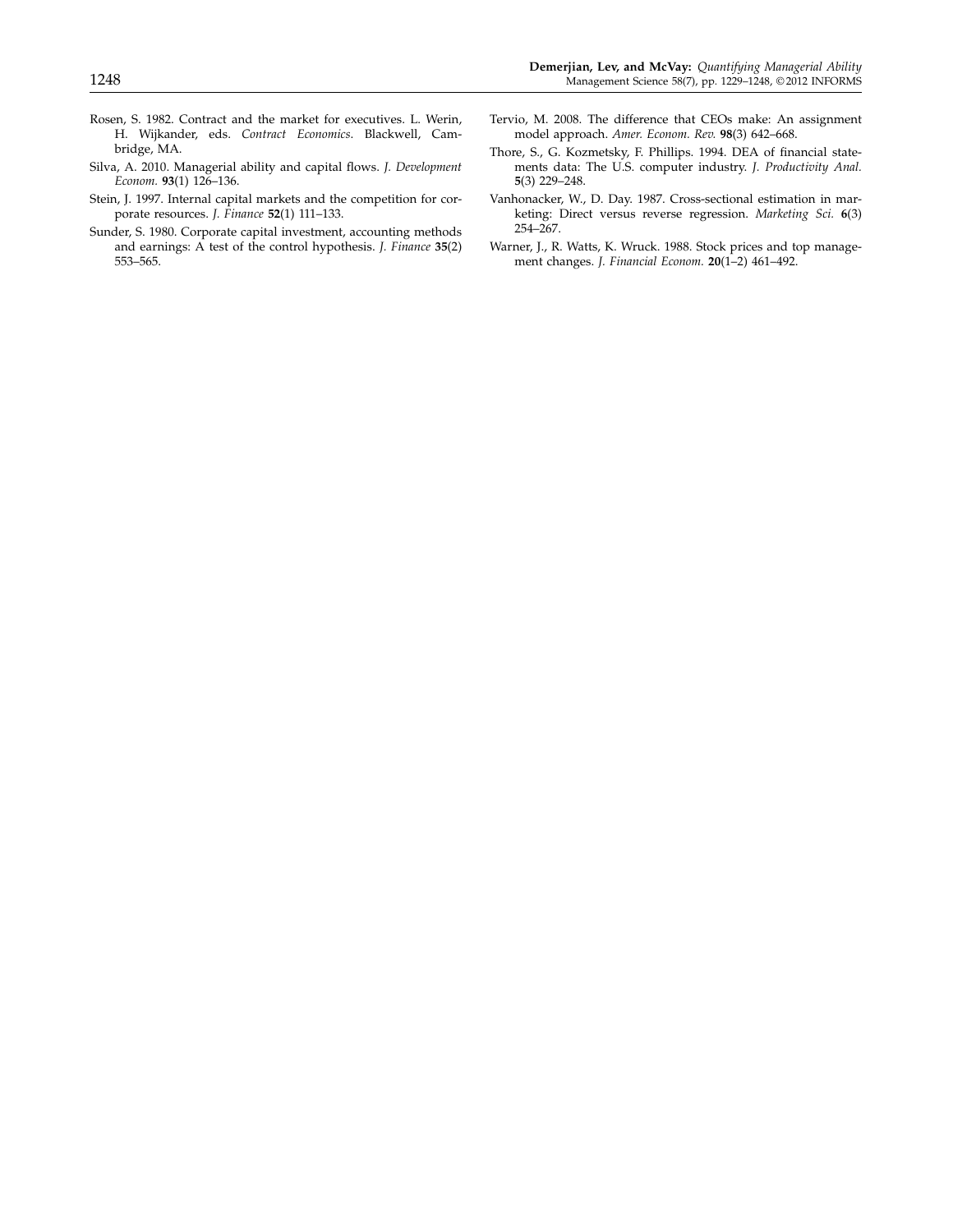Rosen, S. 1982. Contract and the market for executives. L. Werin, H. Wijkander, eds. *Contract Economics.* Blackwell, Cambridge, MA.

Silva, A. 2010. Managerial ability and capital flows. *J. Development Econom.* **93**(1) 126–136.

Stein, J. 1997. Internal capital markets and the competition for corporate resources. *J. Finance* **52**(1) 111–133.

Sunder, S. 1980. Corporate capital investment, accounting methods and earnings: A test of the control hypothesis. *J. Finance* **35**(2) 553–565.

Tervio, M. 2008. The difference that CEOs make: An assignment model approach. *Amer. Econom. Rev.* **98**(3) 642–668.

Thore, S., G. Kozmetsky, F. Phillips. 1994. DEA of financial statements data: The U.S. computer industry. *J. Productivity Anal.* **5**(3) 229–248.

Vanhonacker, W., D. Day. 1987. Cross-sectional estimation in marketing: Direct versus reverse regression. *Marketing Sci.* **6**(3) 254–267.

Warner, J., R. Watts, K. Wruck. 1988. Stock prices and top management changes. *J. Financial Econom.* **20**(1–2) 461–492.